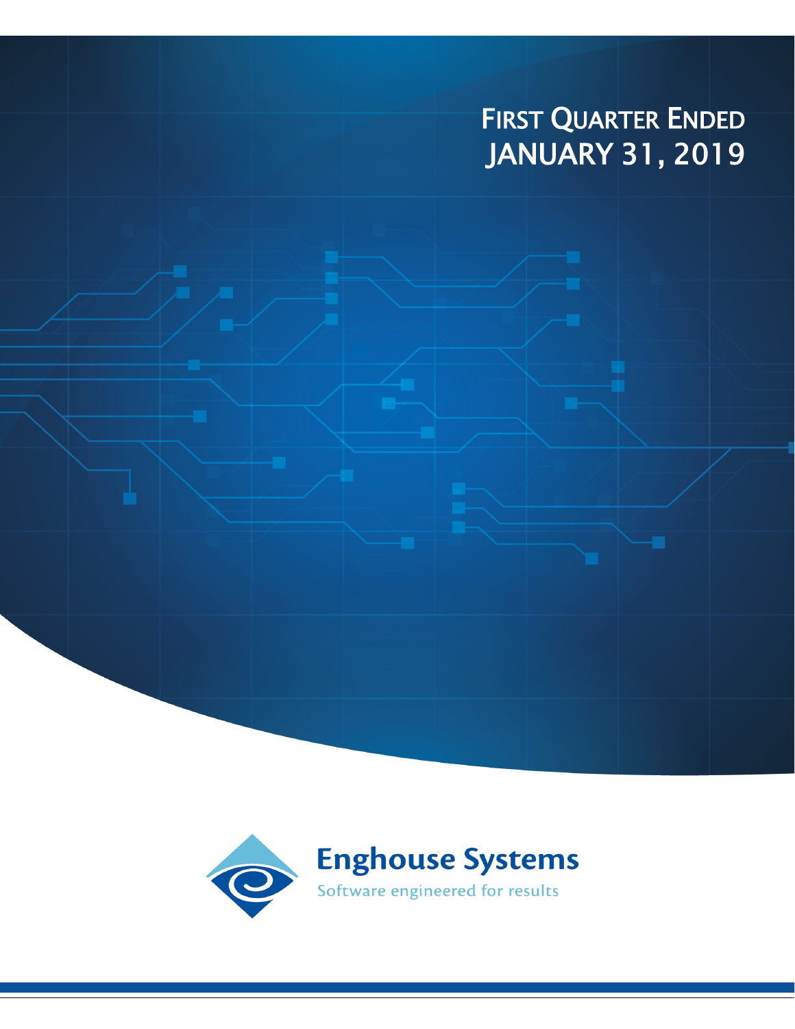# FIRST QUARTER ENDED JANUARY 31, 2019

**Enghouse Systems**

Software engineered for results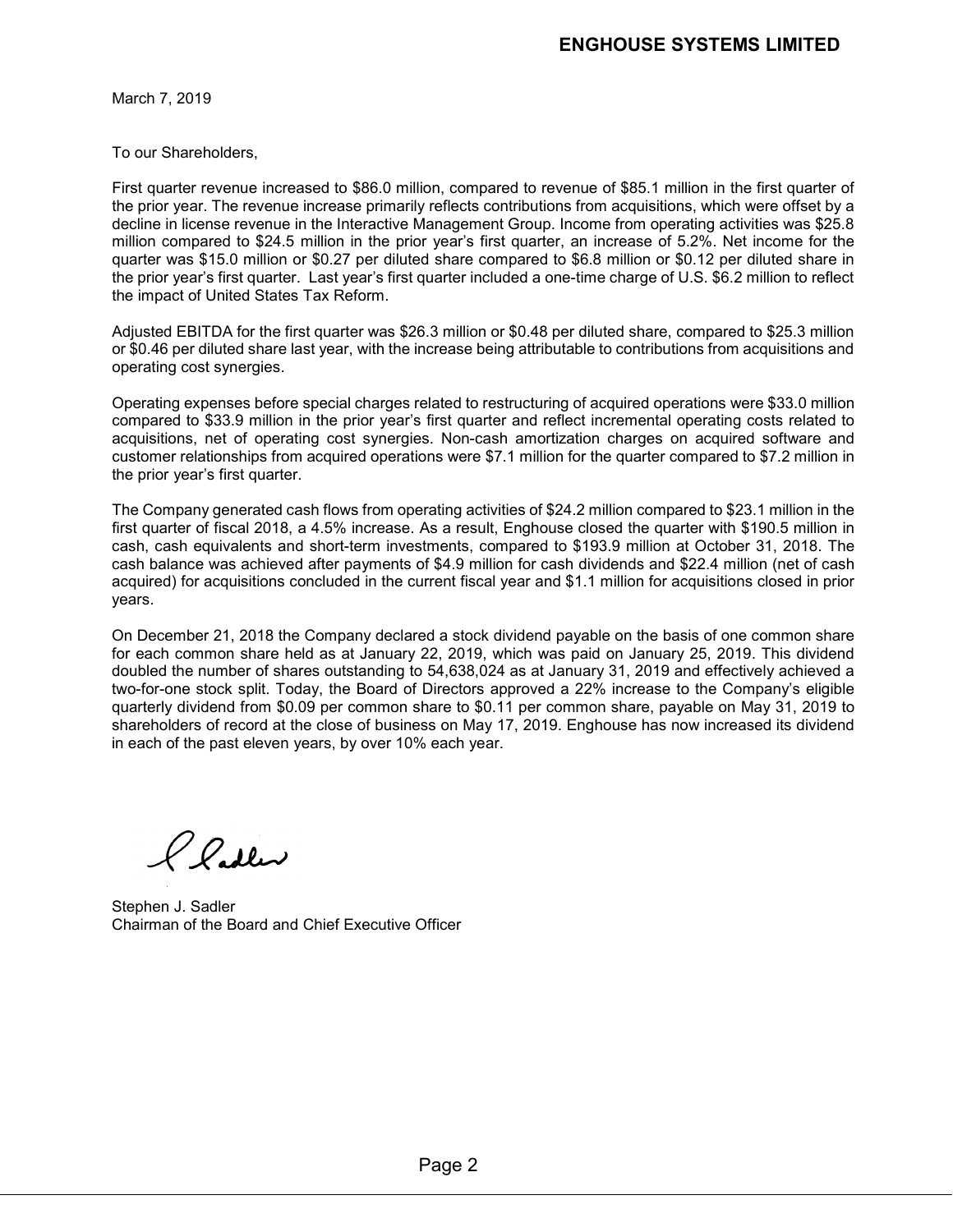March 7, 2019

To our Shareholders,

First quarter revenue increased to $86.0 million, compared to revenue of $85.1 million in the first quarter of the prior year. The revenue increase primarily reflects contributions from acquisitions, which were offset by a decline in license revenue in the Interactive Management Group. Income from operating activities was $25.8 million compared to $24.5 million in the prior year's first quarter, an increase of 5.2%. Net income for the quarter was $15.0 million or $0.27 per diluted share compared to $6.8 million or $0.12 per diluted share in the prior year's first quarter. Last year's first quarter included a one-time charge of U.S. $6.2 million to reflect the impact of United States Tax Reform.

Adjusted EBITDA for the first quarter was $26.3 million or $0.48 per diluted share, compared to $25.3 million or $0.46 per diluted share last year, with the increase being attributable to contributions from acquisitions and operating cost synergies.

Operating expenses before special charges related to restructuring of acquired operations were $33.0 million compared to $33.9 million in the prior year's first quarter and reflect incremental operating costs related to acquisitions, net of operating cost synergies. Non-cash amortization charges on acquired software and customer relationships from acquired operations were $7.1 million for the quarter compared to $7.2 million in the prior year's first quarter.

The Company generated cash flows from operating activities of $24.2 million compared to $23.1 million in the first quarter of fiscal 2018, a 4.5% increase. As a result, Enghouse closed the quarter with $190.5 million in cash, cash equivalents and short-term investments, compared to $193.9 million at October 31, 2018. The cash balance was achieved after payments of $4.9 million for cash dividends and $22.4 million (net of cash acquired) for acquisitions concluded in the current fiscal year and $1.1 million for acquisitions closed in prior years.

On December 21, 2018 the Company declared a stock dividend payable on the basis of one common share for each common share held as at January 22, 2019, which was paid on January 25, 2019. This dividend doubled the number of shares outstanding to 54,638,024 as at January 31, 2019 and effectively achieved a two-for-one stock split. Today, the Board of Directors approved a 22% increase to the Company's eligible quarterly dividend from $0.09 per common share to $0.11 per common share, payable on May 31, 2019 to shareholders of record at the close of business on May 17, 2019. Enghouse has now increased its dividend in each of the past eleven years, by over 10% each year.

Stephen J. Sadler
Chairman of the Board and Chief Executive Officer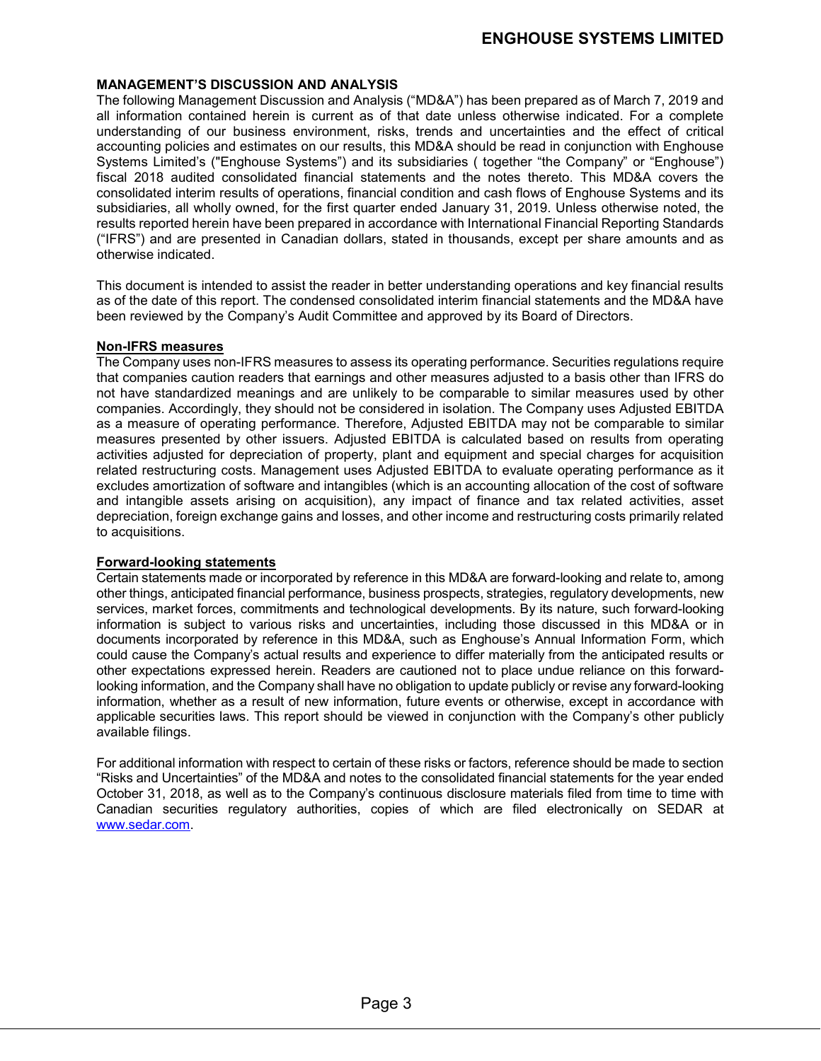## MANAGEMENT'S DISCUSSION AND ANALYSIS

The following Management Discussion and Analysis ("MD&A") has been prepared as of March 7, 2019 and all information contained herein is current as of that date unless otherwise indicated. For a complete understanding of our business environment, risks, trends and uncertainties and the effect of critical accounting policies and estimates on our results, this MD&A should be read in conjunction with Enghouse Systems Limited's ("Enghouse Systems") and its subsidiaries ( together "the Company" or "Enghouse") fiscal 2018 audited consolidated financial statements and the notes thereto. This MD&A covers the consolidated interim results of operations, financial condition and cash flows of Enghouse Systems and its subsidiaries, all wholly owned, for the first quarter ended January 31, 2019. Unless otherwise noted, the results reported herein have been prepared in accordance with International Financial Reporting Standards ("IFRS") and are presented in Canadian dollars, stated in thousands, except per share amounts and as otherwise indicated.

This document is intended to assist the reader in better understanding operations and key financial results as of the date of this report. The condensed consolidated interim financial statements and the MD&A have been reviewed by the Company's Audit Committee and approved by its Board of Directors.

### Non-IFRS measures

The Company uses non-IFRS measures to assess its operating performance. Securities regulations require that companies caution readers that earnings and other measures adjusted to a basis other than IFRS do not have standardized meanings and are unlikely to be comparable to similar measures used by other companies. Accordingly, they should not be considered in isolation. The Company uses Adjusted EBITDA as a measure of operating performance. Therefore, Adjusted EBITDA may not be comparable to similar measures presented by other issuers. Adjusted EBITDA is calculated based on results from operating activities adjusted for depreciation of property, plant and equipment and special charges for acquisition related restructuring costs. Management uses Adjusted EBITDA to evaluate operating performance as it excludes amortization of software and intangibles (which is an accounting allocation of the cost of software and intangible assets arising on acquisition), any impact of finance and tax related activities, asset depreciation, foreign exchange gains and losses, and other income and restructuring costs primarily related to acquisitions.

### Forward-looking statements

Certain statements made or incorporated by reference in this MD&A are forward-looking and relate to, among other things, anticipated financial performance, business prospects, strategies, regulatory developments, new services, market forces, commitments and technological developments. By its nature, such forward-looking information is subject to various risks and uncertainties, including those discussed in this MD&A or in documents incorporated by reference in this MD&A, such as Enghouse's Annual Information Form, which could cause the Company's actual results and experience to differ materially from the anticipated results or other expectations expressed herein. Readers are cautioned not to place undue reliance on this forward-looking information, and the Company shall have no obligation to update publicly or revise any forward-looking information, whether as a result of new information, future events or otherwise, except in accordance with applicable securities laws. This report should be viewed in conjunction with the Company's other publicly available filings.

For additional information with respect to certain of these risks or factors, reference should be made to section "Risks and Uncertainties" of the MD&A and notes to the consolidated financial statements for the year ended October 31, 2018, as well as to the Company's continuous disclosure materials filed from time to time with Canadian securities regulatory authorities, copies of which are filed electronically on SEDAR at www.sedar.com.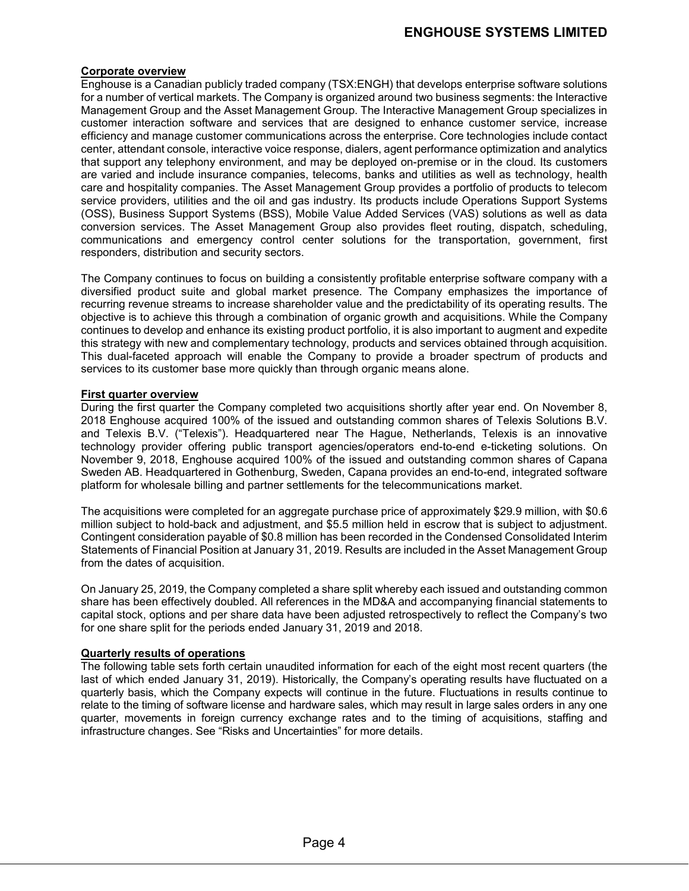### Corporate overview

Enghouse is a Canadian publicly traded company (TSX:ENGH) that develops enterprise software solutions for a number of vertical markets. The Company is organized around two business segments: the Interactive Management Group and the Asset Management Group. The Interactive Management Group specializes in customer interaction software and services that are designed to enhance customer service, increase efficiency and manage customer communications across the enterprise. Core technologies include contact center, attendant console, interactive voice response, dialers, agent performance optimization and analytics that support any telephony environment, and may be deployed on-premise or in the cloud. Its customers are varied and include insurance companies, telecoms, banks and utilities as well as technology, health care and hospitality companies. The Asset Management Group provides a portfolio of products to telecom service providers, utilities and the oil and gas industry. Its products include Operations Support Systems (OSS), Business Support Systems (BSS), Mobile Value Added Services (VAS) solutions as well as data conversion services. The Asset Management Group also provides fleet routing, dispatch, scheduling, communications and emergency control center solutions for the transportation, government, first responders, distribution and security sectors.

The Company continues to focus on building a consistently profitable enterprise software company with a diversified product suite and global market presence. The Company emphasizes the importance of recurring revenue streams to increase shareholder value and the predictability of its operating results. The objective is to achieve this through a combination of organic growth and acquisitions. While the Company continues to develop and enhance its existing product portfolio, it is also important to augment and expedite this strategy with new and complementary technology, products and services obtained through acquisition. This dual-faceted approach will enable the Company to provide a broader spectrum of products and services to its customer base more quickly than through organic means alone.

### First quarter overview

During the first quarter the Company completed two acquisitions shortly after year end. On November 8, 2018 Enghouse acquired 100% of the issued and outstanding common shares of Telexis Solutions B.V. and Telexis B.V. ("Telexis"). Headquartered near The Hague, Netherlands, Telexis is an innovative technology provider offering public transport agencies/operators end-to-end e-ticketing solutions. On November 9, 2018, Enghouse acquired 100% of the issued and outstanding common shares of Capana Sweden AB. Headquartered in Gothenburg, Sweden, Capana provides an end-to-end, integrated software platform for wholesale billing and partner settlements for the telecommunications market.

The acquisitions were completed for an aggregate purchase price of approximately $29.9 million, with $0.6 million subject to hold-back and adjustment, and $5.5 million held in escrow that is subject to adjustment. Contingent consideration payable of $0.8 million has been recorded in the Condensed Consolidated Interim Statements of Financial Position at January 31, 2019. Results are included in the Asset Management Group from the dates of acquisition.

On January 25, 2019, the Company completed a share split whereby each issued and outstanding common share has been effectively doubled. All references in the MD&A and accompanying financial statements to capital stock, options and per share data have been adjusted retrospectively to reflect the Company's two for one share split for the periods ended January 31, 2019 and 2018.

### Quarterly results of operations

The following table sets forth certain unaudited information for each of the eight most recent quarters (the last of which ended January 31, 2019). Historically, the Company's operating results have fluctuated on a quarterly basis, which the Company expects will continue in the future. Fluctuations in results continue to relate to the timing of software license and hardware sales, which may result in large sales orders in any one quarter, movements in foreign currency exchange rates and to the timing of acquisitions, staffing and infrastructure changes. See "Risks and Uncertainties" for more details.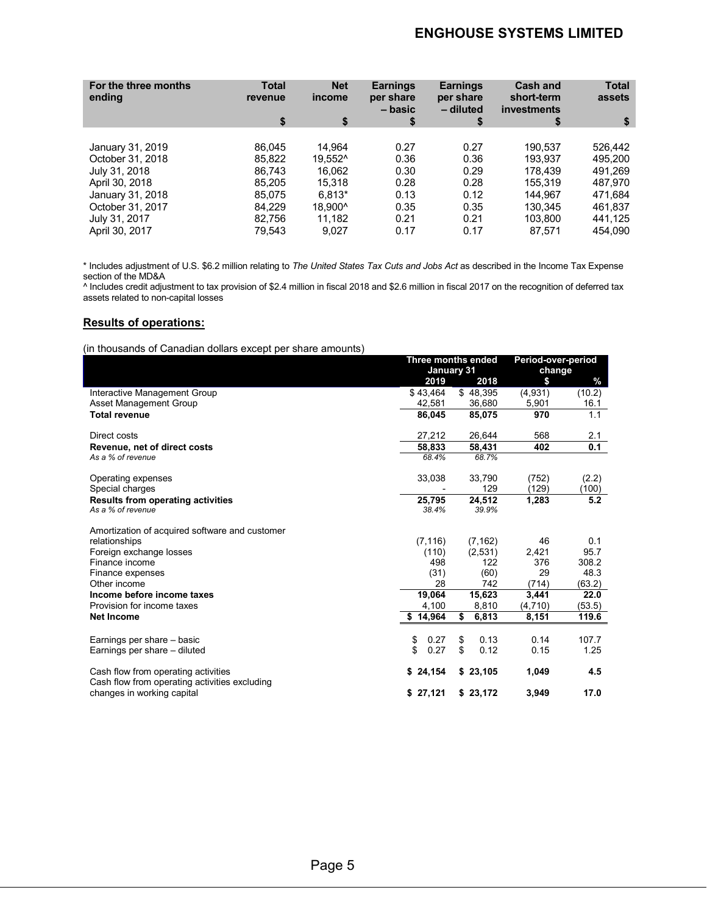| For the three months ending | Total revenue | Net income | Earnings per share – basic | Earnings per share – diluted | Cash and short-term investments | Total assets |
|---|---|---|---|---|---|---|
| | $ | $ | $ | $ | $ | $ |
| January 31, 2019 | 86,045 | 14,964 | 0.27 | 0.27 | 190,537 | 526,442 |
| October 31, 2018 | 85,822 | 19,552^ | 0.36 | 0.36 | 193,937 | 495,200 |
| July 31, 2018 | 86,743 | 16,062 | 0.30 | 0.29 | 178,439 | 491,269 |
| April 30, 2018 | 85,205 | 15,318 | 0.28 | 0.28 | 155,319 | 487,970 |
| January 31, 2018 | 85,075 | 6,813* | 0.13 | 0.12 | 144,967 | 471,684 |
| October 31, 2017 | 84,229 | 18,900^ | 0.35 | 0.35 | 130,345 | 461,837 |
| July 31, 2017 | 82,756 | 11,182 | 0.21 | 0.21 | 103,800 | 441,125 |
| April 30, 2017 | 79,543 | 9,027 | 0.17 | 0.17 | 87,571 | 454,090 |

* Includes adjustment of U.S. $6.2 million relating to *The United States Tax Cuts and Jobs Act* as described in the Income Tax Expense section of the MD&A

^ Includes credit adjustment to tax provision of $2.4 million in fiscal 2018 and $2.6 million in fiscal 2017 on the recognition of deferred tax assets related to non-capital losses

## Results of operations:

(in thousands of Canadian dollars except per share amounts)

| | Three months ended January 31 | | Period-over-period change | |
|---|---|---|---|---|
| | 2019 | 2018 | $ | % |
| Interactive Management Group | $ 43,464 | $ 48,395 | (4,931) | (10.2) |
| Asset Management Group | 42,581 | 36,680 | 5,901 | 16.1 |
| **Total revenue** | **86,045** | **85,075** | **970** | **1.1** |
| Direct costs | 27,212 | 26,644 | 568 | 2.1 |
| **Revenue, net of direct costs** | **58,833** | **58,431** | **402** | **0.1** |
| *As a % of revenue* | *68.4%* | *68.7%* | | |
| Operating expenses | 33,038 | 33,790 | (752) | (2.2) |
| Special charges | - | 129 | (129) | (100) |
| **Results from operating activities** | **25,795** | **24,512** | **1,283** | **5.2** |
| *As a % of revenue* | *38.4%* | *39.9%* | | |
| Amortization of acquired software and customer relationships | (7,116) | (7,162) | 46 | 0.1 |
| Foreign exchange losses | (110) | (2,531) | 2,421 | 95.7 |
| Finance income | 498 | 122 | 376 | 308.2 |
| Finance expenses | (31) | (60) | 29 | 48.3 |
| Other income | 28 | 742 | (714) | (63.2) |
| **Income before income taxes** | **19,064** | **15,623** | **3,441** | **22.0** |
| Provision for income taxes | 4,100 | 8,810 | (4,710) | (53.5) |
| **Net Income** | **$ 14,964** | **$ 6,813** | **8,151** | **119.6** |
| Earnings per share – basic | $ 0.27 | $ 0.13 | 0.14 | 107.7 |
| Earnings per share – diluted | $ 0.27 | $ 0.12 | 0.15 | 1.25 |
| Cash flow from operating activities | **$ 24,154** | **$ 23,105** | **1,049** | **4.5** |
| Cash flow from operating activities excluding changes in working capital | **$ 27,121** | **$ 23,172** | **3,949** | **17.0** |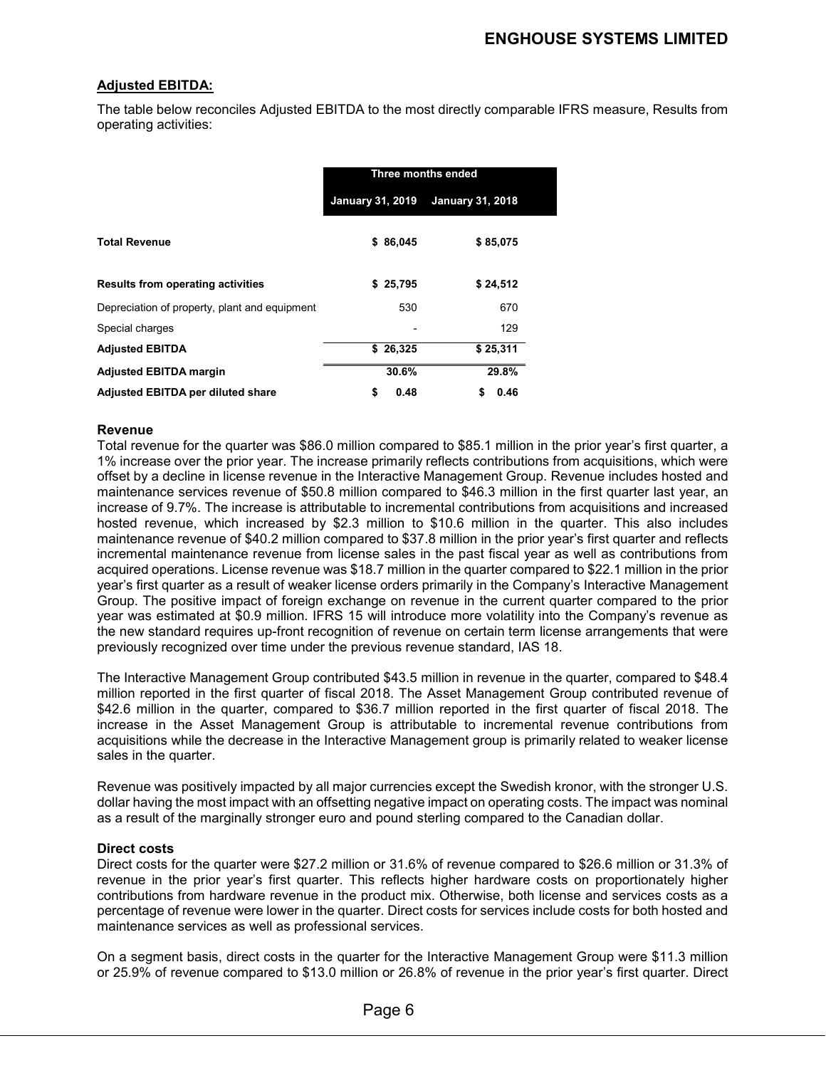## Adjusted EBITDA:

The table below reconciles Adjusted EBITDA to the most directly comparable IFRS measure, Results from operating activities:

| | Three months ended | |
|---|---|---|
| | January 31, 2019 | January 31, 2018 |
| **Total Revenue** | $ 86,045 | $ 85,075 |
| **Results from operating activities** | $ 25,795 | $ 24,512 |
| Depreciation of property, plant and equipment | 530 | 670 |
| Special charges | - | 129 |
| **Adjusted EBITDA** | $ 26,325 | $ 25,311 |
| **Adjusted EBITDA margin** | 30.6% | 29.8% |
| **Adjusted EBITDA per diluted share** | $ 0.48 | $ 0.46 |

### Revenue

Total revenue for the quarter was $86.0 million compared to $85.1 million in the prior year's first quarter, a 1% increase over the prior year. The increase primarily reflects contributions from acquisitions, which were offset by a decline in license revenue in the Interactive Management Group. Revenue includes hosted and maintenance services revenue of $50.8 million compared to $46.3 million in the first quarter last year, an increase of 9.7%. The increase is attributable to incremental contributions from acquisitions and increased hosted revenue, which increased by $2.3 million to $10.6 million in the quarter. This also includes maintenance revenue of $40.2 million compared to $37.8 million in the prior year's first quarter and reflects incremental maintenance revenue from license sales in the past fiscal year as well as contributions from acquired operations. License revenue was $18.7 million in the quarter compared to $22.1 million in the prior year's first quarter as a result of weaker license orders primarily in the Company's Interactive Management Group. The positive impact of foreign exchange on revenue in the current quarter compared to the prior year was estimated at $0.9 million. IFRS 15 will introduce more volatility into the Company's revenue as the new standard requires up-front recognition of revenue on certain term license arrangements that were previously recognized over time under the previous revenue standard, IAS 18.

The Interactive Management Group contributed $43.5 million in revenue in the quarter, compared to $48.4 million reported in the first quarter of fiscal 2018. The Asset Management Group contributed revenue of $42.6 million in the quarter, compared to $36.7 million reported in the first quarter of fiscal 2018. The increase in the Asset Management Group is attributable to incremental revenue contributions from acquisitions while the decrease in the Interactive Management group is primarily related to weaker license sales in the quarter.

Revenue was positively impacted by all major currencies except the Swedish kronor, with the stronger U.S. dollar having the most impact with an offsetting negative impact on operating costs. The impact was nominal as a result of the marginally stronger euro and pound sterling compared to the Canadian dollar.

### Direct costs

Direct costs for the quarter were $27.2 million or 31.6% of revenue compared to $26.6 million or 31.3% of revenue in the prior year's first quarter. This reflects higher hardware costs on proportionately higher contributions from hardware revenue in the product mix. Otherwise, both license and services costs as a percentage of revenue were lower in the quarter. Direct costs for services include costs for both hosted and maintenance services as well as professional services.

On a segment basis, direct costs in the quarter for the Interactive Management Group were $11.3 million or 25.9% of revenue compared to $13.0 million or 26.8% of revenue in the prior year's first quarter. Direct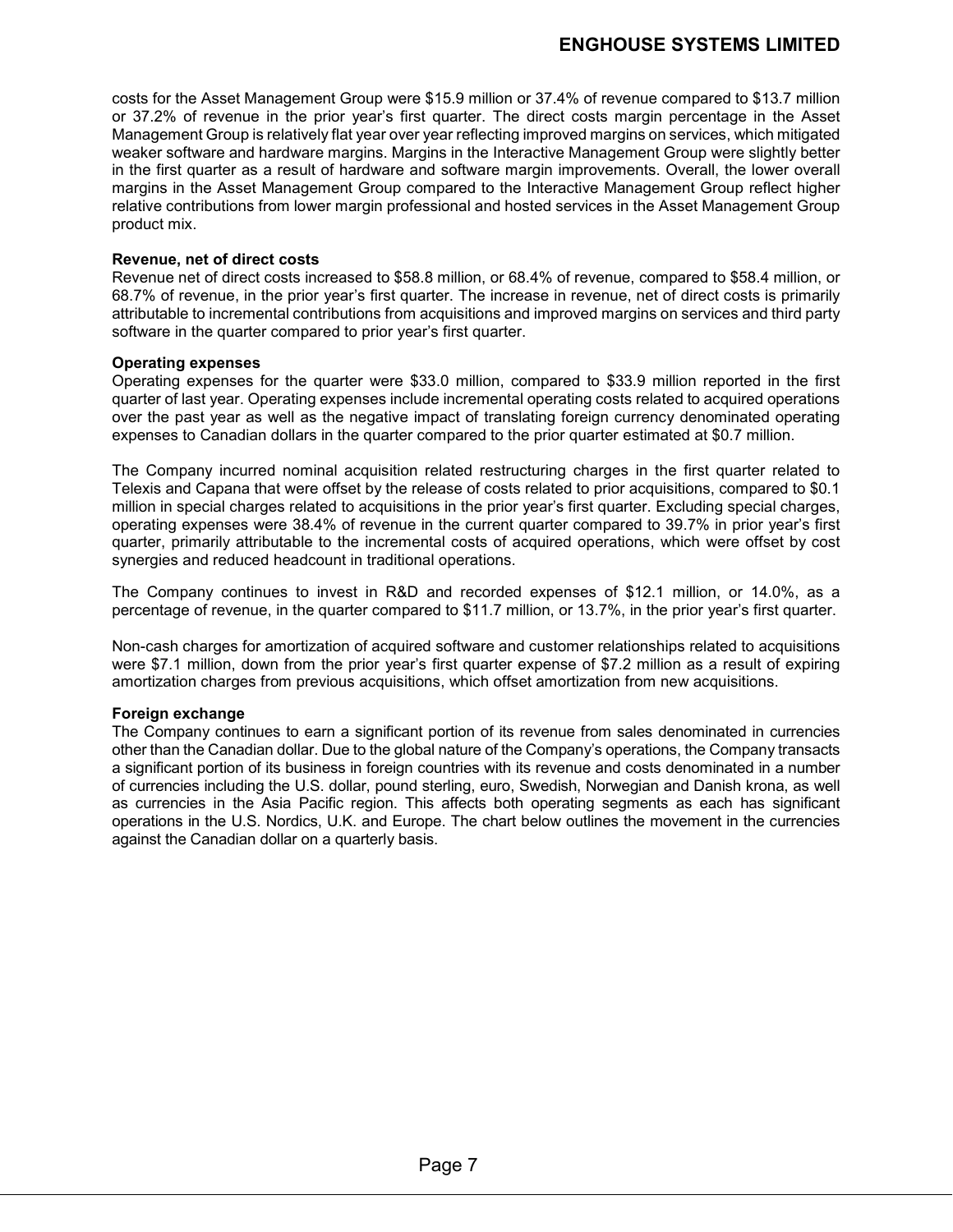costs for the Asset Management Group were $15.9 million or 37.4% of revenue compared to $13.7 million or 37.2% of revenue in the prior year's first quarter. The direct costs margin percentage in the Asset Management Group is relatively flat year over year reflecting improved margins on services, which mitigated weaker software and hardware margins. Margins in the Interactive Management Group were slightly better in the first quarter as a result of hardware and software margin improvements. Overall, the lower overall margins in the Asset Management Group compared to the Interactive Management Group reflect higher relative contributions from lower margin professional and hosted services in the Asset Management Group product mix.

**Revenue, net of direct costs**

Revenue net of direct costs increased to $58.8 million, or 68.4% of revenue, compared to $58.4 million, or 68.7% of revenue, in the prior year's first quarter. The increase in revenue, net of direct costs is primarily attributable to incremental contributions from acquisitions and improved margins on services and third party software in the quarter compared to prior year's first quarter.

**Operating expenses**

Operating expenses for the quarter were $33.0 million, compared to $33.9 million reported in the first quarter of last year. Operating expenses include incremental operating costs related to acquired operations over the past year as well as the negative impact of translating foreign currency denominated operating expenses to Canadian dollars in the quarter compared to the prior quarter estimated at $0.7 million.

The Company incurred nominal acquisition related restructuring charges in the first quarter related to Telexis and Capana that were offset by the release of costs related to prior acquisitions, compared to $0.1 million in special charges related to acquisitions in the prior year's first quarter. Excluding special charges, operating expenses were 38.4% of revenue in the current quarter compared to 39.7% in prior year's first quarter, primarily attributable to the incremental costs of acquired operations, which were offset by cost synergies and reduced headcount in traditional operations.

The Company continues to invest in R&D and recorded expenses of $12.1 million, or 14.0%, as a percentage of revenue, in the quarter compared to $11.7 million, or 13.7%, in the prior year's first quarter.

Non-cash charges for amortization of acquired software and customer relationships related to acquisitions were $7.1 million, down from the prior year's first quarter expense of $7.2 million as a result of expiring amortization charges from previous acquisitions, which offset amortization from new acquisitions.

**Foreign exchange**

The Company continues to earn a significant portion of its revenue from sales denominated in currencies other than the Canadian dollar. Due to the global nature of the Company's operations, the Company transacts a significant portion of its business in foreign countries with its revenue and costs denominated in a number of currencies including the U.S. dollar, pound sterling, euro, Swedish, Norwegian and Danish krona, as well as currencies in the Asia Pacific region. This affects both operating segments as each has significant operations in the U.S. Nordics, U.K. and Europe. The chart below outlines the movement in the currencies against the Canadian dollar on a quarterly basis.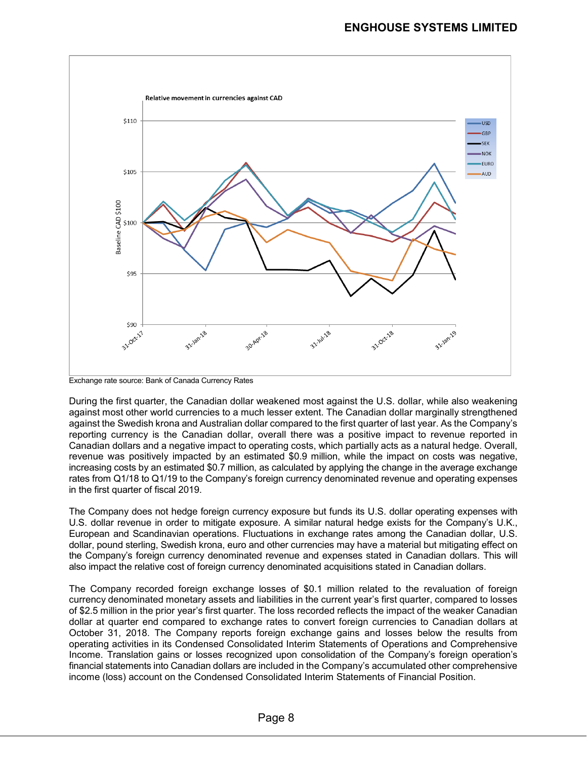Relative movement in currencies against CAD

Exchange rate source: Bank of Canada Currency Rates

During the first quarter, the Canadian dollar weakened most against the U.S. dollar, while also weakening against most other world currencies to a much lesser extent. The Canadian dollar marginally strengthened against the Swedish krona and Australian dollar compared to the first quarter of last year. As the Company's reporting currency is the Canadian dollar, overall there was a positive impact to revenue reported in Canadian dollars and a negative impact to operating costs, which partially acts as a natural hedge. Overall, revenue was positively impacted by an estimated $0.9 million, while the impact on costs was negative, increasing costs by an estimated $0.7 million, as calculated by applying the change in the average exchange rates from Q1/18 to Q1/19 to the Company's foreign currency denominated revenue and operating expenses in the first quarter of fiscal 2019.

The Company does not hedge foreign currency exposure but funds its U.S. dollar operating expenses with U.S. dollar revenue in order to mitigate exposure. A similar natural hedge exists for the Company's U.K., European and Scandinavian operations. Fluctuations in exchange rates among the Canadian dollar, U.S. dollar, pound sterling, Swedish krona, euro and other currencies may have a material but mitigating effect on the Company's foreign currency denominated revenue and expenses stated in Canadian dollars. This will also impact the relative cost of foreign currency denominated acquisitions stated in Canadian dollars.

The Company recorded foreign exchange losses of $0.1 million related to the revaluation of foreign currency denominated monetary assets and liabilities in the current year's first quarter, compared to losses of $2.5 million in the prior year's first quarter. The loss recorded reflects the impact of the weaker Canadian dollar at quarter end compared to exchange rates to convert foreign currencies to Canadian dollars at October 31, 2018. The Company reports foreign exchange gains and losses below the results from operating activities in its Condensed Consolidated Interim Statements of Operations and Comprehensive Income. Translation gains or losses recognized upon consolidation of the Company's foreign operation's financial statements into Canadian dollars are included in the Company's accumulated other comprehensive income (loss) account on the Condensed Consolidated Interim Statements of Financial Position.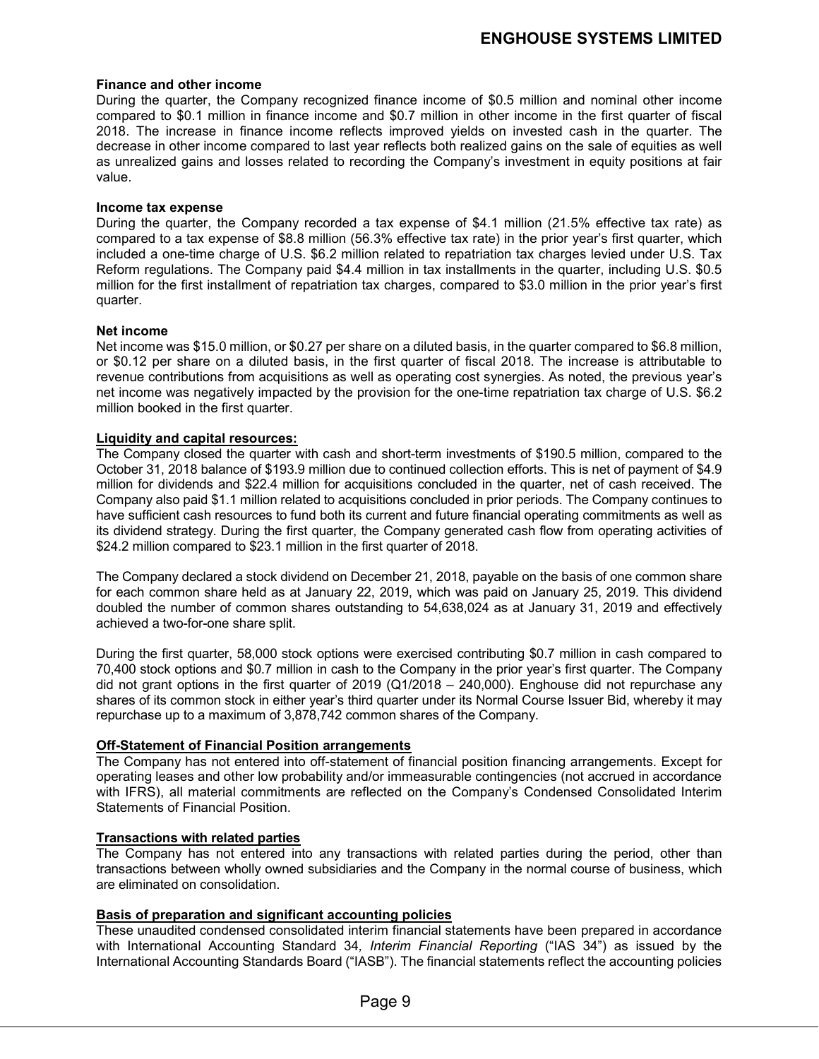**Finance and other income**

During the quarter, the Company recognized finance income of $0.5 million and nominal other income compared to $0.1 million in finance income and $0.7 million in other income in the first quarter of fiscal 2018. The increase in finance income reflects improved yields on invested cash in the quarter. The decrease in other income compared to last year reflects both realized gains on the sale of equities as well as unrealized gains and losses related to recording the Company's investment in equity positions at fair value.

**Income tax expense**

During the quarter, the Company recorded a tax expense of $4.1 million (21.5% effective tax rate) as compared to a tax expense of $8.8 million (56.3% effective tax rate) in the prior year's first quarter, which included a one-time charge of U.S. $6.2 million related to repatriation tax charges levied under U.S. Tax Reform regulations. The Company paid $4.4 million in tax installments in the quarter, including U.S. $0.5 million for the first installment of repatriation tax charges, compared to $3.0 million in the prior year's first quarter.

**Net income**

Net income was $15.0 million, or $0.27 per share on a diluted basis, in the quarter compared to $6.8 million, or $0.12 per share on a diluted basis, in the first quarter of fiscal 2018. The increase is attributable to revenue contributions from acquisitions as well as operating cost synergies. As noted, the previous year's net income was negatively impacted by the provision for the one-time repatriation tax charge of U.S. $6.2 million booked in the first quarter.

**Liquidity and capital resources:**

The Company closed the quarter with cash and short-term investments of $190.5 million, compared to the October 31, 2018 balance of $193.9 million due to continued collection efforts. This is net of payment of $4.9 million for dividends and $22.4 million for acquisitions concluded in the quarter, net of cash received. The Company also paid $1.1 million related to acquisitions concluded in prior periods. The Company continues to have sufficient cash resources to fund both its current and future financial operating commitments as well as its dividend strategy. During the first quarter, the Company generated cash flow from operating activities of $24.2 million compared to $23.1 million in the first quarter of 2018.

The Company declared a stock dividend on December 21, 2018, payable on the basis of one common share for each common share held as at January 22, 2019, which was paid on January 25, 2019. This dividend doubled the number of common shares outstanding to 54,638,024 as at January 31, 2019 and effectively achieved a two-for-one share split.

During the first quarter, 58,000 stock options were exercised contributing $0.7 million in cash compared to 70,400 stock options and $0.7 million in cash to the Company in the prior year's first quarter. The Company did not grant options in the first quarter of 2019 (Q1/2018 – 240,000). Enghouse did not repurchase any shares of its common stock in either year's third quarter under its Normal Course Issuer Bid, whereby it may repurchase up to a maximum of 3,878,742 common shares of the Company.

**Off-Statement of Financial Position arrangements**

The Company has not entered into off-statement of financial position financing arrangements. Except for operating leases and other low probability and/or immeasurable contingencies (not accrued in accordance with IFRS), all material commitments are reflected on the Company's Condensed Consolidated Interim Statements of Financial Position.

**Transactions with related parties**

The Company has not entered into any transactions with related parties during the period, other than transactions between wholly owned subsidiaries and the Company in the normal course of business, which are eliminated on consolidation.

**Basis of preparation and significant accounting policies**

These unaudited condensed consolidated interim financial statements have been prepared in accordance with International Accounting Standard 34, *Interim Financial Reporting* ("IAS 34") as issued by the International Accounting Standards Board ("IASB"). The financial statements reflect the accounting policies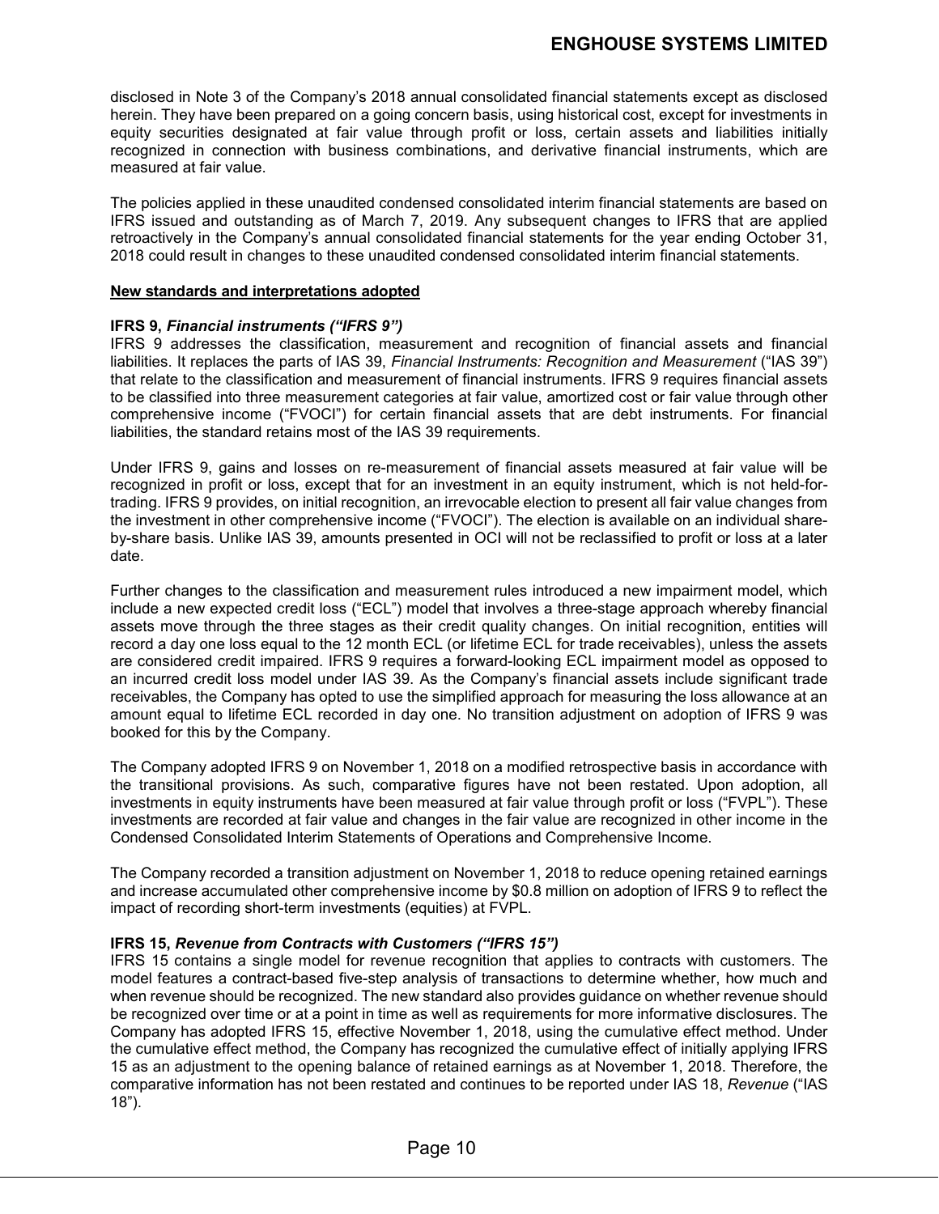disclosed in Note 3 of the Company's 2018 annual consolidated financial statements except as disclosed herein. They have been prepared on a going concern basis, using historical cost, except for investments in equity securities designated at fair value through profit or loss, certain assets and liabilities initially recognized in connection with business combinations, and derivative financial instruments, which are measured at fair value.

The policies applied in these unaudited condensed consolidated interim financial statements are based on IFRS issued and outstanding as of March 7, 2019. Any subsequent changes to IFRS that are applied retroactively in the Company's annual consolidated financial statements for the year ending October 31, 2018 could result in changes to these unaudited condensed consolidated interim financial statements.

**New standards and interpretations adopted**

**IFRS 9, *Financial instruments ("IFRS 9")***

IFRS 9 addresses the classification, measurement and recognition of financial assets and financial liabilities. It replaces the parts of IAS 39, *Financial Instruments: Recognition and Measurement* ("IAS 39") that relate to the classification and measurement of financial instruments. IFRS 9 requires financial assets to be classified into three measurement categories at fair value, amortized cost or fair value through other comprehensive income ("FVOCI") for certain financial assets that are debt instruments. For financial liabilities, the standard retains most of the IAS 39 requirements.

Under IFRS 9, gains and losses on re-measurement of financial assets measured at fair value will be recognized in profit or loss, except that for an investment in an equity instrument, which is not held-for-trading. IFRS 9 provides, on initial recognition, an irrevocable election to present all fair value changes from the investment in other comprehensive income ("FVOCI"). The election is available on an individual share-by-share basis. Unlike IAS 39, amounts presented in OCI will not be reclassified to profit or loss at a later date.

Further changes to the classification and measurement rules introduced a new impairment model, which include a new expected credit loss ("ECL") model that involves a three-stage approach whereby financial assets move through the three stages as their credit quality changes. On initial recognition, entities will record a day one loss equal to the 12 month ECL (or lifetime ECL for trade receivables), unless the assets are considered credit impaired. IFRS 9 requires a forward-looking ECL impairment model as opposed to an incurred credit loss model under IAS 39. As the Company's financial assets include significant trade receivables, the Company has opted to use the simplified approach for measuring the loss allowance at an amount equal to lifetime ECL recorded in day one. No transition adjustment on adoption of IFRS 9 was booked for this by the Company.

The Company adopted IFRS 9 on November 1, 2018 on a modified retrospective basis in accordance with the transitional provisions. As such, comparative figures have not been restated. Upon adoption, all investments in equity instruments have been measured at fair value through profit or loss ("FVPL"). These investments are recorded at fair value and changes in the fair value are recognized in other income in the Condensed Consolidated Interim Statements of Operations and Comprehensive Income.

The Company recorded a transition adjustment on November 1, 2018 to reduce opening retained earnings and increase accumulated other comprehensive income by $0.8 million on adoption of IFRS 9 to reflect the impact of recording short-term investments (equities) at FVPL.

**IFRS 15, *Revenue from Contracts with Customers ("IFRS 15")***

IFRS 15 contains a single model for revenue recognition that applies to contracts with customers. The model features a contract-based five-step analysis of transactions to determine whether, how much and when revenue should be recognized. The new standard also provides guidance on whether revenue should be recognized over time or at a point in time as well as requirements for more informative disclosures. The Company has adopted IFRS 15, effective November 1, 2018, using the cumulative effect method. Under the cumulative effect method, the Company has recognized the cumulative effect of initially applying IFRS 15 as an adjustment to the opening balance of retained earnings as at November 1, 2018. Therefore, the comparative information has not been restated and continues to be reported under IAS 18, *Revenue* ("IAS 18").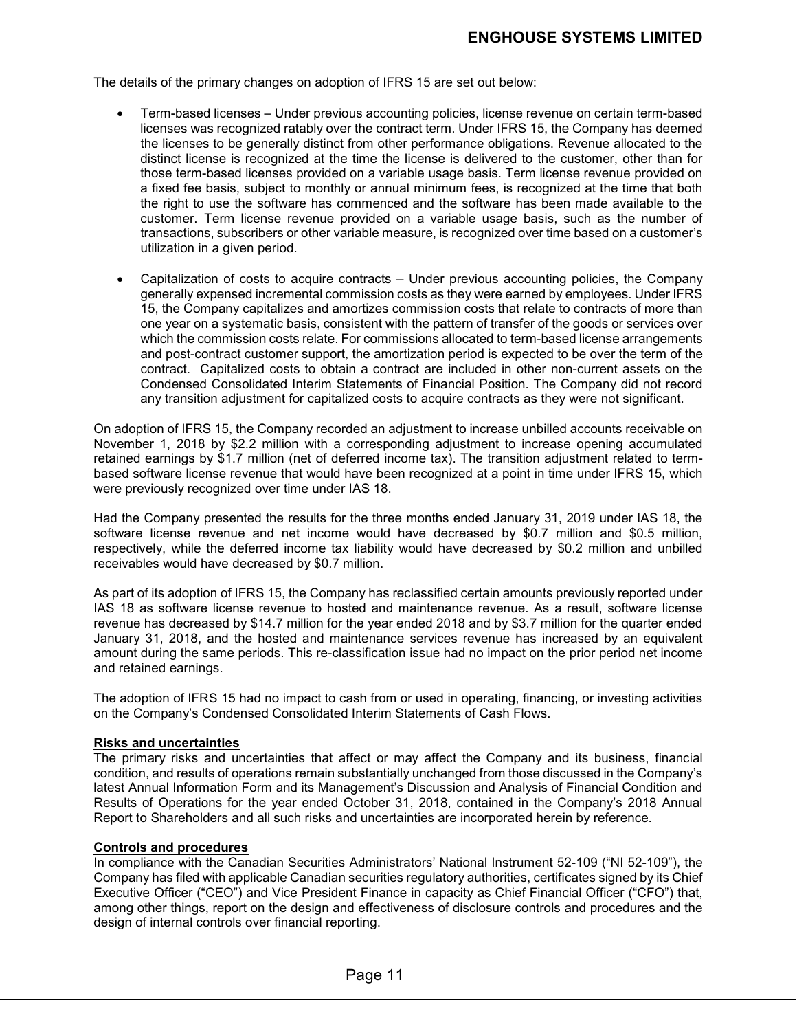The details of the primary changes on adoption of IFRS 15 are set out below:

- Term-based licenses – Under previous accounting policies, license revenue on certain term-based licenses was recognized ratably over the contract term. Under IFRS 15, the Company has deemed the licenses to be generally distinct from other performance obligations. Revenue allocated to the distinct license is recognized at the time the license is delivered to the customer, other than for those term-based licenses provided on a variable usage basis. Term license revenue provided on a fixed fee basis, subject to monthly or annual minimum fees, is recognized at the time that both the right to use the software has commenced and the software has been made available to the customer. Term license revenue provided on a variable usage basis, such as the number of transactions, subscribers or other variable measure, is recognized over time based on a customer's utilization in a given period.

- Capitalization of costs to acquire contracts – Under previous accounting policies, the Company generally expensed incremental commission costs as they were earned by employees. Under IFRS 15, the Company capitalizes and amortizes commission costs that relate to contracts of more than one year on a systematic basis, consistent with the pattern of transfer of the goods or services over which the commission costs relate. For commissions allocated to term-based license arrangements and post-contract customer support, the amortization period is expected to be over the term of the contract. Capitalized costs to obtain a contract are included in other non-current assets on the Condensed Consolidated Interim Statements of Financial Position. The Company did not record any transition adjustment for capitalized costs to acquire contracts as they were not significant.

On adoption of IFRS 15, the Company recorded an adjustment to increase unbilled accounts receivable on November 1, 2018 by $2.2 million with a corresponding adjustment to increase opening accumulated retained earnings by $1.7 million (net of deferred income tax). The transition adjustment related to term-based software license revenue that would have been recognized at a point in time under IFRS 15, which were previously recognized over time under IAS 18.

Had the Company presented the results for the three months ended January 31, 2019 under IAS 18, the software license revenue and net income would have decreased by $0.7 million and $0.5 million, respectively, while the deferred income tax liability would have decreased by $0.2 million and unbilled receivables would have decreased by $0.7 million.

As part of its adoption of IFRS 15, the Company has reclassified certain amounts previously reported under IAS 18 as software license revenue to hosted and maintenance revenue. As a result, software license revenue has decreased by $14.7 million for the year ended 2018 and by $3.7 million for the quarter ended January 31, 2018, and the hosted and maintenance services revenue has increased by an equivalent amount during the same periods. This re-classification issue had no impact on the prior period net income and retained earnings.

The adoption of IFRS 15 had no impact to cash from or used in operating, financing, or investing activities on the Company's Condensed Consolidated Interim Statements of Cash Flows.

**Risks and uncertainties**

The primary risks and uncertainties that affect or may affect the Company and its business, financial condition, and results of operations remain substantially unchanged from those discussed in the Company's latest Annual Information Form and its Management's Discussion and Analysis of Financial Condition and Results of Operations for the year ended October 31, 2018, contained in the Company's 2018 Annual Report to Shareholders and all such risks and uncertainties are incorporated herein by reference.

**Controls and procedures**

In compliance with the Canadian Securities Administrators' National Instrument 52-109 ("NI 52-109"), the Company has filed with applicable Canadian securities regulatory authorities, certificates signed by its Chief Executive Officer ("CEO") and Vice President Finance in capacity as Chief Financial Officer ("CFO") that, among other things, report on the design and effectiveness of disclosure controls and procedures and the design of internal controls over financial reporting.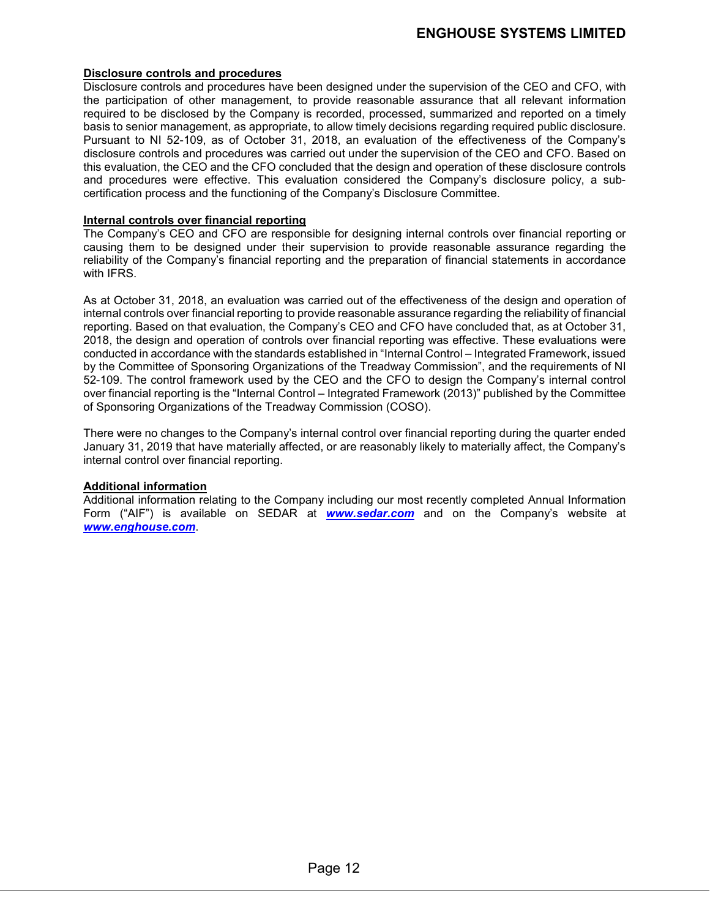**Disclosure controls and procedures**

Disclosure controls and procedures have been designed under the supervision of the CEO and CFO, with the participation of other management, to provide reasonable assurance that all relevant information required to be disclosed by the Company is recorded, processed, summarized and reported on a timely basis to senior management, as appropriate, to allow timely decisions regarding required public disclosure. Pursuant to NI 52-109, as of October 31, 2018, an evaluation of the effectiveness of the Company's disclosure controls and procedures was carried out under the supervision of the CEO and CFO. Based on this evaluation, the CEO and the CFO concluded that the design and operation of these disclosure controls and procedures were effective. This evaluation considered the Company's disclosure policy, a sub-certification process and the functioning of the Company's Disclosure Committee.

**Internal controls over financial reporting**

The Company's CEO and CFO are responsible for designing internal controls over financial reporting or causing them to be designed under their supervision to provide reasonable assurance regarding the reliability of the Company's financial reporting and the preparation of financial statements in accordance with IFRS.

As at October 31, 2018, an evaluation was carried out of the effectiveness of the design and operation of internal controls over financial reporting to provide reasonable assurance regarding the reliability of financial reporting. Based on that evaluation, the Company's CEO and CFO have concluded that, as at October 31, 2018, the design and operation of controls over financial reporting was effective. These evaluations were conducted in accordance with the standards established in "Internal Control – Integrated Framework, issued by the Committee of Sponsoring Organizations of the Treadway Commission", and the requirements of NI 52-109. The control framework used by the CEO and the CFO to design the Company's internal control over financial reporting is the "Internal Control – Integrated Framework (2013)" published by the Committee of Sponsoring Organizations of the Treadway Commission (COSO).

There were no changes to the Company's internal control over financial reporting during the quarter ended January 31, 2019 that have materially affected, or are reasonably likely to materially affect, the Company's internal control over financial reporting.

**Additional information**

Additional information relating to the Company including our most recently completed Annual Information Form ("AIF") is available on SEDAR at ***www.sedar.com*** and on the Company's website at ***www.enghouse.com***.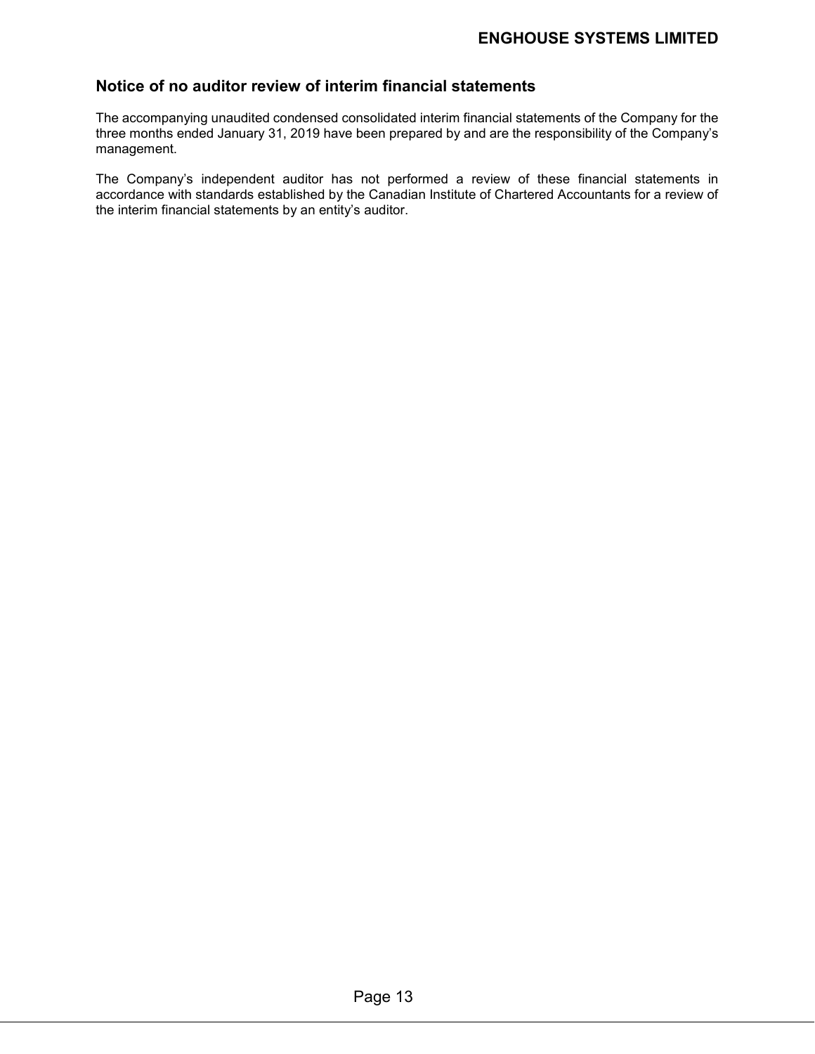## Notice of no auditor review of interim financial statements

The accompanying unaudited condensed consolidated interim financial statements of the Company for the three months ended January 31, 2019 have been prepared by and are the responsibility of the Company's management.

The Company's independent auditor has not performed a review of these financial statements in accordance with standards established by the Canadian Institute of Chartered Accountants for a review of the interim financial statements by an entity's auditor.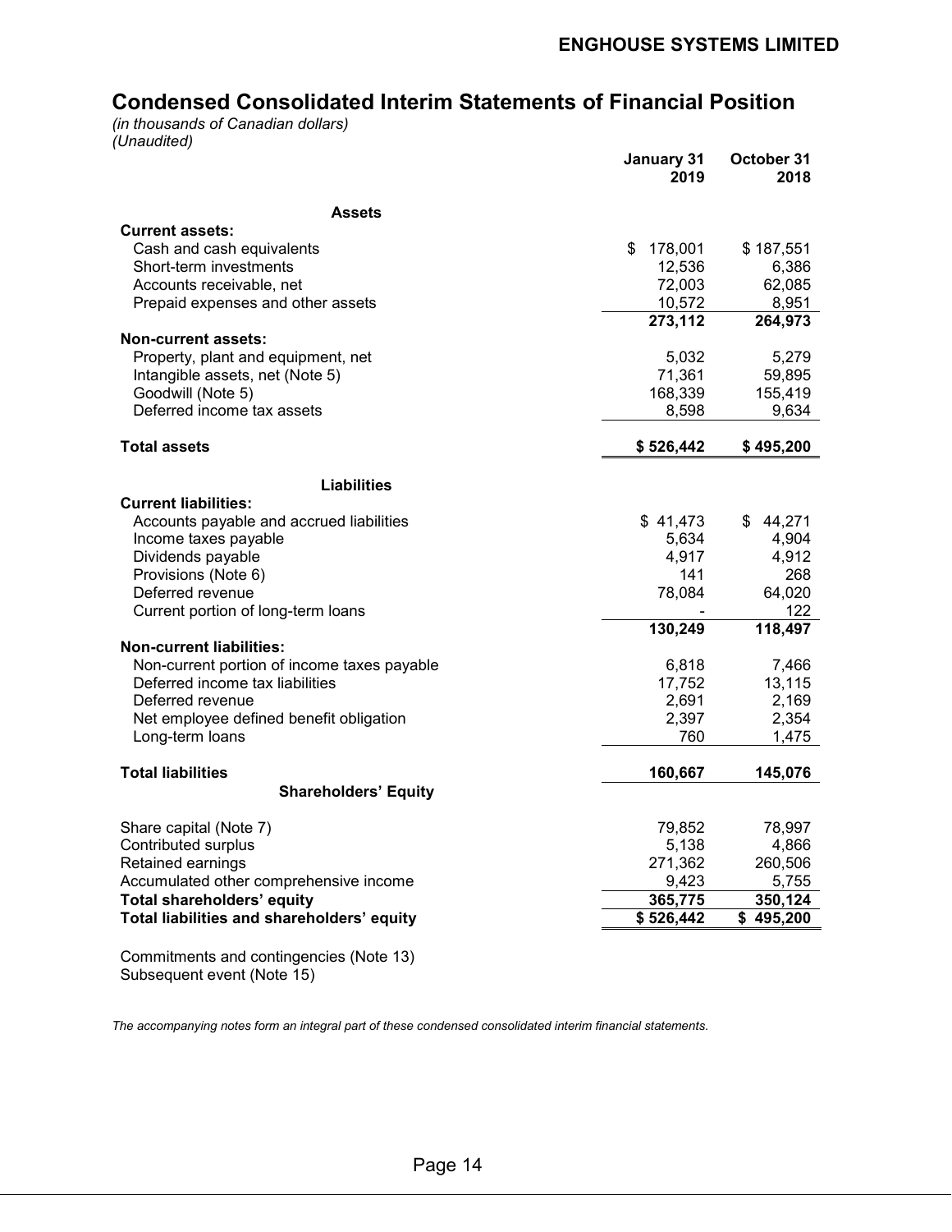# Condensed Consolidated Interim Statements of Financial Position

*(in thousands of Canadian dollars)*
*(Unaudited)*

| | January 31 2019 | October 31 2018 |
|---|---|---|
| **Assets** | | |
| **Current assets:** | | |
| Cash and cash equivalents | $ 178,001 | $ 187,551 |
| Short-term investments | 12,536 | 6,386 |
| Accounts receivable, net | 72,003 | 62,085 |
| Prepaid expenses and other assets | 10,572 | 8,951 |
| | **273,112** | **264,973** |
| **Non-current assets:** | | |
| Property, plant and equipment, net | 5,032 | 5,279 |
| Intangible assets, net (Note 5) | 71,361 | 59,895 |
| Goodwill (Note 5) | 168,339 | 155,419 |
| Deferred income tax assets | 8,598 | 9,634 |
| **Total assets** | **$ 526,442** | **$ 495,200** |
| **Liabilities** | | |
| **Current liabilities:** | | |
| Accounts payable and accrued liabilities | $ 41,473 | $ 44,271 |
| Income taxes payable | 5,634 | 4,904 |
| Dividends payable | 4,917 | 4,912 |
| Provisions (Note 6) | 141 | 268 |
| Deferred revenue | 78,084 | 64,020 |
| Current portion of long-term loans | - | 122 |
| | **130,249** | **118,497** |
| **Non-current liabilities:** | | |
| Non-current portion of income taxes payable | 6,818 | 7,466 |
| Deferred income tax liabilities | 17,752 | 13,115 |
| Deferred revenue | 2,691 | 2,169 |
| Net employee defined benefit obligation | 2,397 | 2,354 |
| Long-term loans | 760 | 1,475 |
| **Total liabilities** | **160,667** | **145,076** |
| **Shareholders' Equity** | | |
| Share capital (Note 7) | 79,852 | 78,997 |
| Contributed surplus | 5,138 | 4,866 |
| Retained earnings | 271,362 | 260,506 |
| Accumulated other comprehensive income | 9,423 | 5,755 |
| **Total shareholders' equity** | **365,775** | **350,124** |
| **Total liabilities and shareholders' equity** | **$ 526,442** | **$ 495,200** |

Commitments and contingencies (Note 13)
Subsequent event (Note 15)

*The accompanying notes form an integral part of these condensed consolidated interim financial statements.*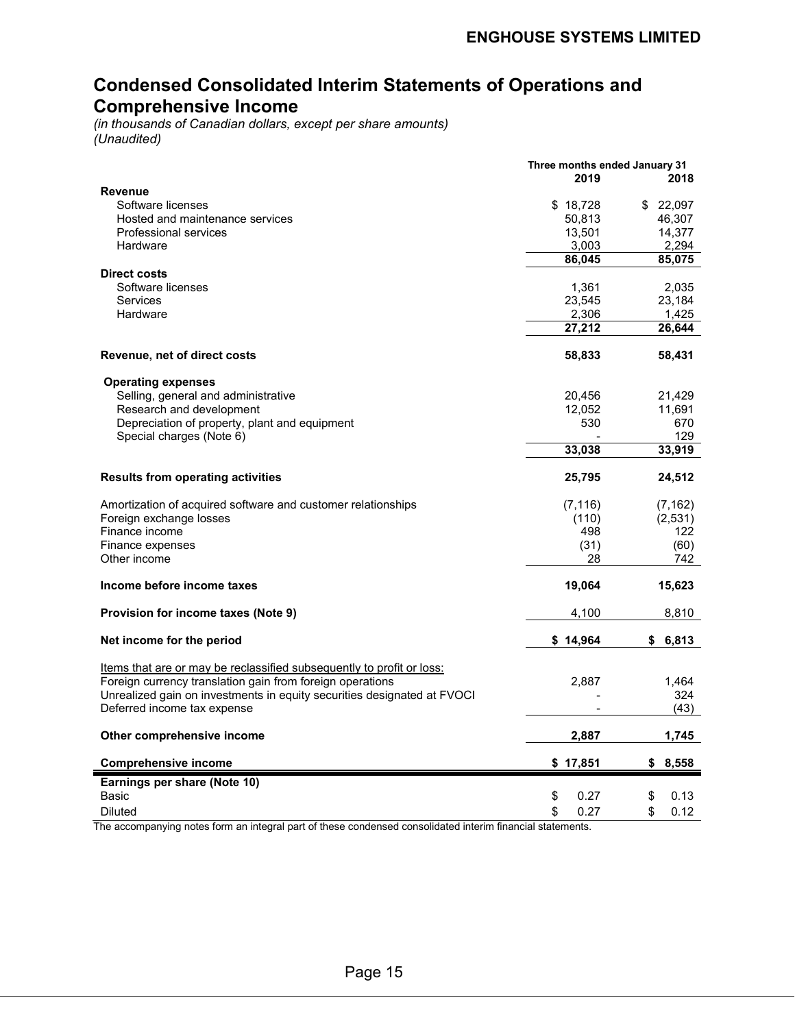## Condensed Consolidated Interim Statements of Operations and Comprehensive Income

*(in thousands of Canadian dollars, except per share amounts)*
*(Unaudited)*

| | Three months ended January 31 | |
|---|---|---|
| | **2019** | **2018** |
| **Revenue** | | |
| Software licenses | $ 18,728 | $ 22,097 |
| Hosted and maintenance services | 50,813 | 46,307 |
| Professional services | 13,501 | 14,377 |
| Hardware | 3,003 | 2,294 |
| | **86,045** | **85,075** |
| **Direct costs** | | |
| Software licenses | 1,361 | 2,035 |
| Services | 23,545 | 23,184 |
| Hardware | 2,306 | 1,425 |
| | **27,212** | **26,644** |
| **Revenue, net of direct costs** | **58,833** | **58,431** |
| **Operating expenses** | | |
| Selling, general and administrative | 20,456 | 21,429 |
| Research and development | 12,052 | 11,691 |
| Depreciation of property, plant and equipment | 530 | 670 |
| Special charges (Note 6) | - | 129 |
| | **33,038** | **33,919** |
| **Results from operating activities** | **25,795** | **24,512** |
| Amortization of acquired software and customer relationships | (7,116) | (7,162) |
| Foreign exchange losses | (110) | (2,531) |
| Finance income | 498 | 122 |
| Finance expenses | (31) | (60) |
| Other income | 28 | 742 |
| **Income before income taxes** | **19,064** | **15,623** |
| **Provision for income taxes (Note 9)** | 4,100 | 8,810 |
| **Net income for the period** | **$ 14,964** | **$ 6,813** |
| Items that are or may be reclassified subsequently to profit or loss: | | |
| Foreign currency translation gain from foreign operations | 2,887 | 1,464 |
| Unrealized gain on investments in equity securities designated at FVOCI | - | 324 |
| Deferred income tax expense | - | (43) |
| **Other comprehensive income** | **2,887** | **1,745** |
| **Comprehensive income** | **$ 17,851** | **$ 8,558** |
| **Earnings per share (Note 10)** | | |
| Basic | $ 0.27 | $ 0.13 |
| Diluted | $ 0.27 | $ 0.12 |

The accompanying notes form an integral part of these condensed consolidated interim financial statements.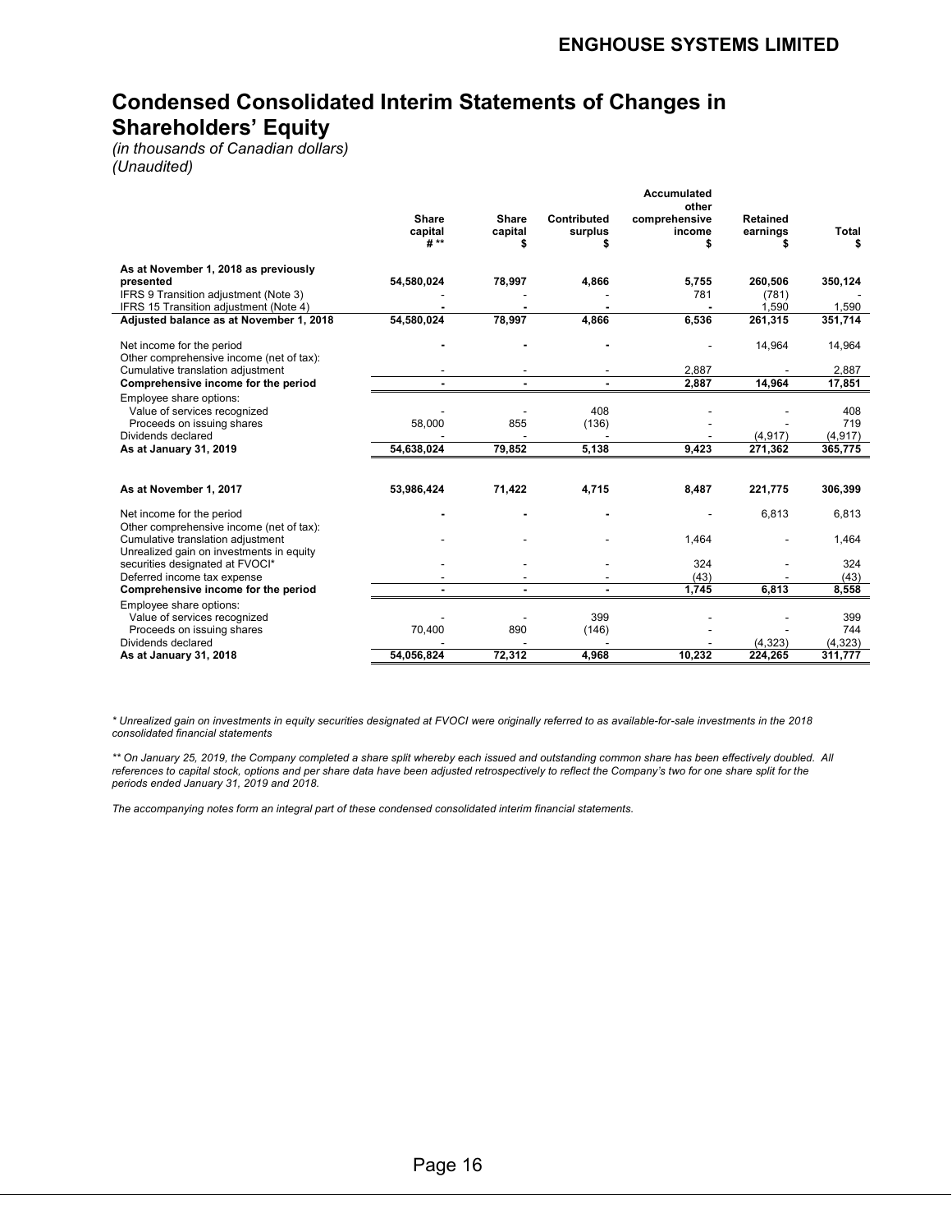# Condensed Consolidated Interim Statements of Changes in Shareholders' Equity

*(in thousands of Canadian dollars)*
*(Unaudited)*

| | Share capital # ** | Share capital $ | Contributed surplus $ | Accumulated other comprehensive income $ | Retained earnings $ | Total $ |
|---|---|---|---|---|---|---|
| **As at November 1, 2018 as previously presented** | **54,580,024** | **78,997** | **4,866** | **5,755** | **260,506** | **350,124** |
| IFRS 9 Transition adjustment (Note 3) | - | - | - | 781 | (781) | - |
| IFRS 15 Transition adjustment (Note 4) | - | - | - | - | 1,590 | 1,590 |
| **Adjusted balance as at November 1, 2018** | **54,580,024** | **78,997** | **4,866** | **6,536** | **261,315** | **351,714** |
| Net income for the period | - | - | - | - | 14,964 | 14,964 |
| Other comprehensive income (net of tax): | | | | | | |
| Cumulative translation adjustment | - | - | - | 2,887 | - | 2,887 |
| **Comprehensive income for the period** | **-** | **-** | **-** | **2,887** | **14,964** | **17,851** |
| Employee share options: | | | | | | |
| Value of services recognized | - | - | 408 | - | - | 408 |
| Proceeds on issuing shares | 58,000 | 855 | (136) | - | - | 719 |
| Dividends declared | - | - | - | - | (4,917) | (4,917) |
| **As at January 31, 2019** | **54,638,024** | **79,852** | **5,138** | **9,423** | **271,362** | **365,775** |
| | | | | | | |
| **As at November 1, 2017** | **53,986,424** | **71,422** | **4,715** | **8,487** | **221,775** | **306,399** |
| Net income for the period | - | - | - | - | 6,813 | 6,813 |
| Other comprehensive income (net of tax): | | | | | | |
| Cumulative translation adjustment | - | - | - | 1,464 | - | 1,464 |
| Unrealized gain on investments in equity securities designated at FVOCI* | - | - | - | 324 | - | 324 |
| Deferred income tax expense | - | - | - | (43) | - | (43) |
| **Comprehensive income for the period** | **-** | **-** | **-** | **1,745** | **6,813** | **8,558** |
| Employee share options: | | | | | | |
| Value of services recognized | - | - | 399 | - | - | 399 |
| Proceeds on issuing shares | 70,400 | 890 | (146) | - | - | 744 |
| Dividends declared | - | - | - | - | (4,323) | (4,323) |
| **As at January 31, 2018** | **54,056,824** | **72,312** | **4,968** | **10,232** | **224,265** | **311,777** |

*\* Unrealized gain on investments in equity securities designated at FVOCI were originally referred to as available-for-sale investments in the 2018 consolidated financial statements*

*\*\* On January 25, 2019, the Company completed a share split whereby each issued and outstanding common share has been effectively doubled. All references to capital stock, options and per share data have been adjusted retrospectively to reflect the Company's two for one share split for the periods ended January 31, 2019 and 2018.*

*The accompanying notes form an integral part of these condensed consolidated interim financial statements.*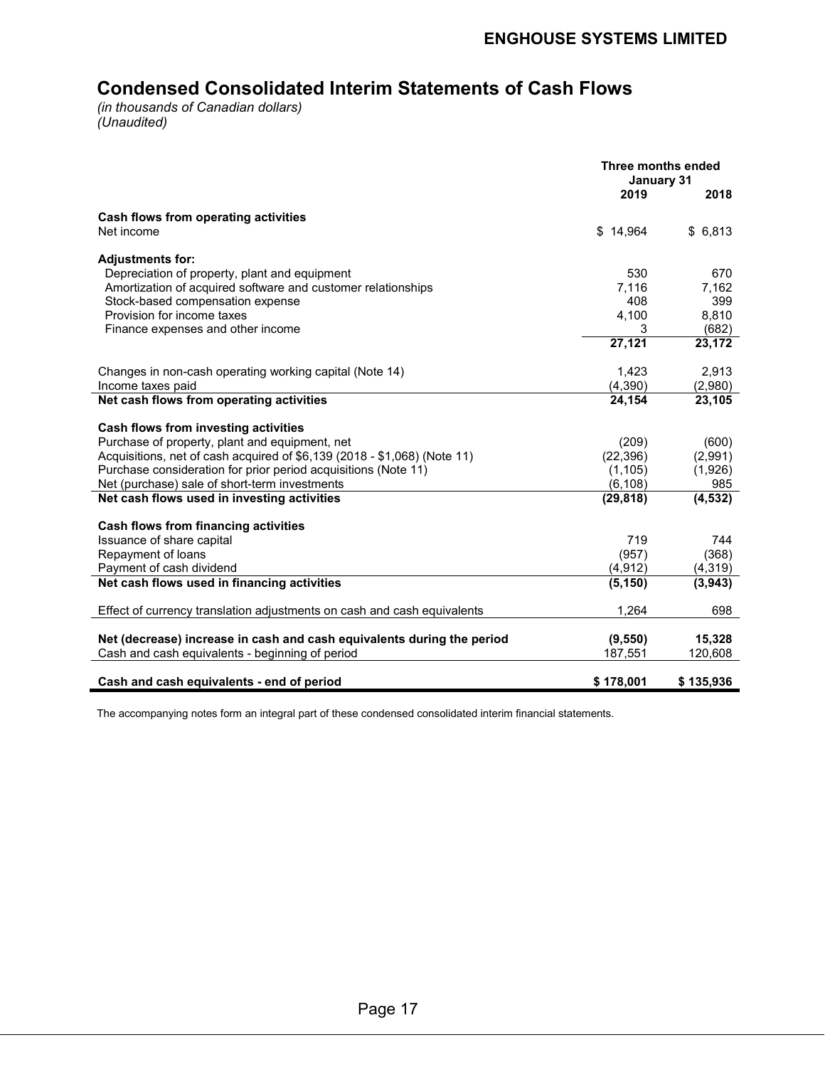**ENGHOUSE SYSTEMS LIMITED**

# Condensed Consolidated Interim Statements of Cash Flows

*(in thousands of Canadian dollars)*
*(Unaudited)*

| | Three months ended January 31 | |
|---|---|---|
| | **2019** | **2018** |
| **Cash flows from operating activities** | | |
| Net income | $ 14,964 | $ 6,813 |
| **Adjustments for:** | | |
| Depreciation of property, plant and equipment | 530 | 670 |
| Amortization of acquired software and customer relationships | 7,116 | 7,162 |
| Stock-based compensation expense | 408 | 399 |
| Provision for income taxes | 4,100 | 8,810 |
| Finance expenses and other income | 3 | (682) |
| | **27,121** | **23,172** |
| Changes in non-cash operating working capital (Note 14) | 1,423 | 2,913 |
| Income taxes paid | (4,390) | (2,980) |
| **Net cash flows from operating activities** | **24,154** | **23,105** |
| **Cash flows from investing activities** | | |
| Purchase of property, plant and equipment, net | (209) | (600) |
| Acquisitions, net of cash acquired of $6,139 (2018 - $1,068) (Note 11) | (22,396) | (2,991) |
| Purchase consideration for prior period acquisitions (Note 11) | (1,105) | (1,926) |
| Net (purchase) sale of short-term investments | (6,108) | 985 |
| **Net cash flows used in investing activities** | **(29,818)** | **(4,532)** |
| **Cash flows from financing activities** | | |
| Issuance of share capital | 719 | 744 |
| Repayment of loans | (957) | (368) |
| Payment of cash dividend | (4,912) | (4,319) |
| **Net cash flows used in financing activities** | **(5,150)** | **(3,943)** |
| Effect of currency translation adjustments on cash and cash equivalents | 1,264 | 698 |
| **Net (decrease) increase in cash and cash equivalents during the period** | **(9,550)** | **15,328** |
| Cash and cash equivalents - beginning of period | 187,551 | 120,608 |
| **Cash and cash equivalents - end of period** | **$ 178,001** | **$ 135,936** |

The accompanying notes form an integral part of these condensed consolidated interim financial statements.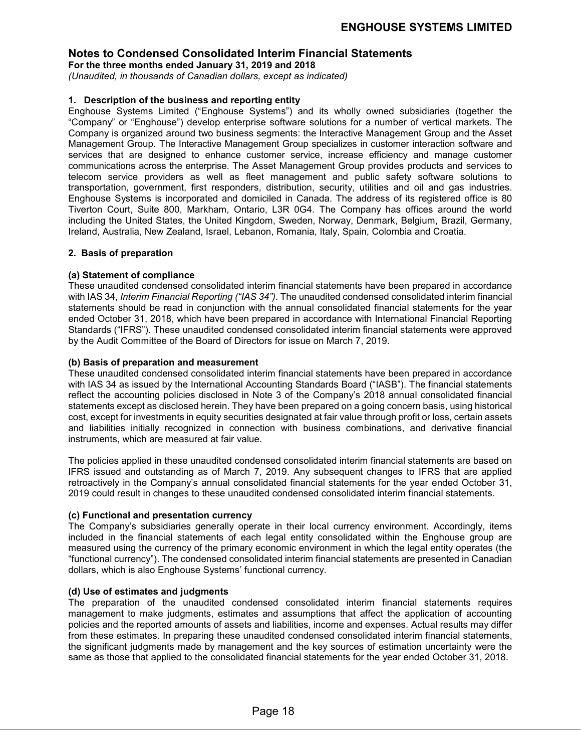# Notes to Condensed Consolidated Interim Financial Statements

**For the three months ended January 31, 2019 and 2018**

*(Unaudited, in thousands of Canadian dollars, except as indicated)*

## 1. Description of the business and reporting entity

Enghouse Systems Limited ("Enghouse Systems") and its wholly owned subsidiaries (together the "Company" or "Enghouse") develop enterprise software solutions for a number of vertical markets. The Company is organized around two business segments: the Interactive Management Group and the Asset Management Group. The Interactive Management Group specializes in customer interaction software and services that are designed to enhance customer service, increase efficiency and manage customer communications across the enterprise. The Asset Management Group provides products and services to telecom service providers as well as fleet management and public safety software solutions to transportation, government, first responders, distribution, security, utilities and oil and gas industries. Enghouse Systems is incorporated and domiciled in Canada. The address of its registered office is 80 Tiverton Court, Suite 800, Markham, Ontario, L3R 0G4. The Company has offices around the world including the United States, the United Kingdom, Sweden, Norway, Denmark, Belgium, Brazil, Germany, Ireland, Australia, New Zealand, Israel, Lebanon, Romania, Italy, Spain, Colombia and Croatia.

## 2. Basis of preparation

### (a) Statement of compliance

These unaudited condensed consolidated interim financial statements have been prepared in accordance with IAS 34, *Interim Financial Reporting ("IAS 34")*. The unaudited condensed consolidated interim financial statements should be read in conjunction with the annual consolidated financial statements for the year ended October 31, 2018, which have been prepared in accordance with International Financial Reporting Standards ("IFRS"). These unaudited condensed consolidated interim financial statements were approved by the Audit Committee of the Board of Directors for issue on March 7, 2019.

### (b) Basis of preparation and measurement

These unaudited condensed consolidated interim financial statements have been prepared in accordance with IAS 34 as issued by the International Accounting Standards Board ("IASB"). The financial statements reflect the accounting policies disclosed in Note 3 of the Company's 2018 annual consolidated financial statements except as disclosed herein. They have been prepared on a going concern basis, using historical cost, except for investments in equity securities designated at fair value through profit or loss, certain assets and liabilities initially recognized in connection with business combinations, and derivative financial instruments, which are measured at fair value.

The policies applied in these unaudited condensed consolidated interim financial statements are based on IFRS issued and outstanding as of March 7, 2019. Any subsequent changes to IFRS that are applied retroactively in the Company's annual consolidated financial statements for the year ended October 31, 2019 could result in changes to these unaudited condensed consolidated interim financial statements.

### (c) Functional and presentation currency

The Company's subsidiaries generally operate in their local currency environment. Accordingly, items included in the financial statements of each legal entity consolidated within the Enghouse group are measured using the currency of the primary economic environment in which the legal entity operates (the "functional currency"). The condensed consolidated interim financial statements are presented in Canadian dollars, which is also Enghouse Systems' functional currency.

### (d) Use of estimates and judgments

The preparation of the unaudited condensed consolidated interim financial statements requires management to make judgments, estimates and assumptions that affect the application of accounting policies and the reported amounts of assets and liabilities, income and expenses. Actual results may differ from these estimates. In preparing these unaudited condensed consolidated interim financial statements, the significant judgments made by management and the key sources of estimation uncertainty were the same as those that applied to the consolidated financial statements for the year ended October 31, 2018.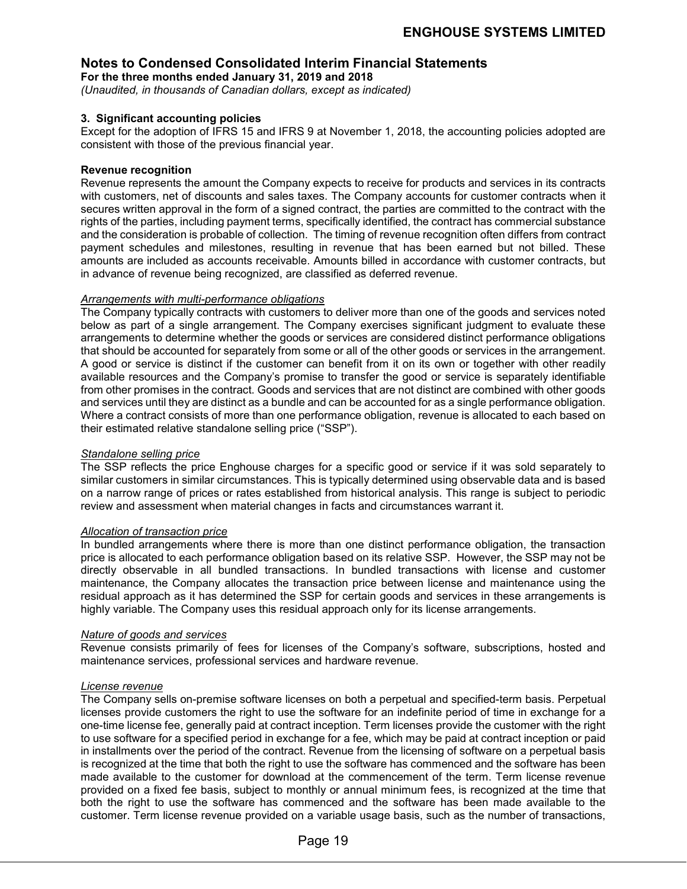## Notes to Condensed Consolidated Interim Financial Statements

**For the three months ended January 31, 2019 and 2018**

*(Unaudited, in thousands of Canadian dollars, except as indicated)*

### 3. Significant accounting policies

Except for the adoption of IFRS 15 and IFRS 9 at November 1, 2018, the accounting policies adopted are consistent with those of the previous financial year.

**Revenue recognition**

Revenue represents the amount the Company expects to receive for products and services in its contracts with customers, net of discounts and sales taxes. The Company accounts for customer contracts when it secures written approval in the form of a signed contract, the parties are committed to the contract with the rights of the parties, including payment terms, specifically identified, the contract has commercial substance and the consideration is probable of collection. The timing of revenue recognition often differs from contract payment schedules and milestones, resulting in revenue that has been earned but not billed. These amounts are included as accounts receivable. Amounts billed in accordance with customer contracts, but in advance of revenue being recognized, are classified as deferred revenue.

*Arrangements with multi-performance obligations*

The Company typically contracts with customers to deliver more than one of the goods and services noted below as part of a single arrangement. The Company exercises significant judgment to evaluate these arrangements to determine whether the goods or services are considered distinct performance obligations that should be accounted for separately from some or all of the other goods or services in the arrangement. A good or service is distinct if the customer can benefit from it on its own or together with other readily available resources and the Company's promise to transfer the good or service is separately identifiable from other promises in the contract. Goods and services that are not distinct are combined with other goods and services until they are distinct as a bundle and can be accounted for as a single performance obligation. Where a contract consists of more than one performance obligation, revenue is allocated to each based on their estimated relative standalone selling price ("SSP").

*Standalone selling price*

The SSP reflects the price Enghouse charges for a specific good or service if it was sold separately to similar customers in similar circumstances. This is typically determined using observable data and is based on a narrow range of prices or rates established from historical analysis. This range is subject to periodic review and assessment when material changes in facts and circumstances warrant it.

*Allocation of transaction price*

In bundled arrangements where there is more than one distinct performance obligation, the transaction price is allocated to each performance obligation based on its relative SSP. However, the SSP may not be directly observable in all bundled transactions. In bundled transactions with license and customer maintenance, the Company allocates the transaction price between license and maintenance using the residual approach as it has determined the SSP for certain goods and services in these arrangements is highly variable. The Company uses this residual approach only for its license arrangements.

*Nature of goods and services*

Revenue consists primarily of fees for licenses of the Company's software, subscriptions, hosted and maintenance services, professional services and hardware revenue.

*License revenue*

The Company sells on-premise software licenses on both a perpetual and specified-term basis. Perpetual licenses provide customers the right to use the software for an indefinite period of time in exchange for a one-time license fee, generally paid at contract inception. Term licenses provide the customer with the right to use software for a specified period in exchange for a fee, which may be paid at contract inception or paid in installments over the period of the contract. Revenue from the licensing of software on a perpetual basis is recognized at the time that both the right to use the software has commenced and the software has been made available to the customer for download at the commencement of the term. Term license revenue provided on a fixed fee basis, subject to monthly or annual minimum fees, is recognized at the time that both the right to use the software has commenced and the software has been made available to the customer. Term license revenue provided on a variable usage basis, such as the number of transactions,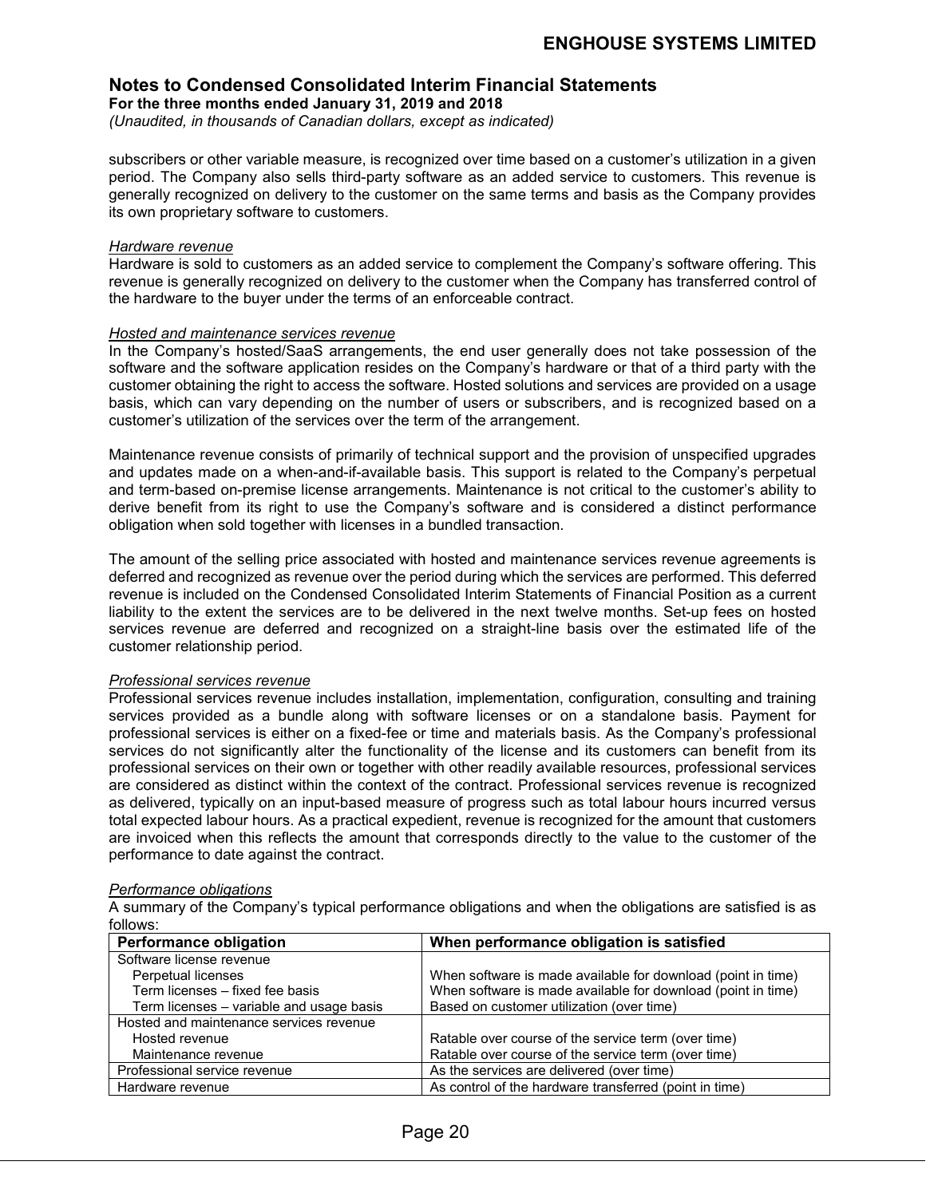subscribers or other variable measure, is recognized over time based on a customer's utilization in a given period. The Company also sells third-party software as an added service to customers. This revenue is generally recognized on delivery to the customer on the same terms and basis as the Company provides its own proprietary software to customers.

*Hardware revenue*

Hardware is sold to customers as an added service to complement the Company's software offering. This revenue is generally recognized on delivery to the customer when the Company has transferred control of the hardware to the buyer under the terms of an enforceable contract.

*Hosted and maintenance services revenue*

In the Company's hosted/SaaS arrangements, the end user generally does not take possession of the software and the software application resides on the Company's hardware or that of a third party with the customer obtaining the right to access the software. Hosted solutions and services are provided on a usage basis, which can vary depending on the number of users or subscribers, and is recognized based on a customer's utilization of the services over the term of the arrangement.

Maintenance revenue consists of primarily of technical support and the provision of unspecified upgrades and updates made on a when-and-if-available basis. This support is related to the Company's perpetual and term-based on-premise license arrangements. Maintenance is not critical to the customer's ability to derive benefit from its right to use the Company's software and is considered a distinct performance obligation when sold together with licenses in a bundled transaction.

The amount of the selling price associated with hosted and maintenance services revenue agreements is deferred and recognized as revenue over the period during which the services are performed. This deferred revenue is included on the Condensed Consolidated Interim Statements of Financial Position as a current liability to the extent the services are to be delivered in the next twelve months. Set-up fees on hosted services revenue are deferred and recognized on a straight-line basis over the estimated life of the customer relationship period.

*Professional services revenue*

Professional services revenue includes installation, implementation, configuration, consulting and training services provided as a bundle along with software licenses or on a standalone basis. Payment for professional services is either on a fixed-fee or time and materials basis. As the Company's professional services do not significantly alter the functionality of the license and its customers can benefit from its professional services on their own or together with other readily available resources, professional services are considered as distinct within the context of the contract. Professional services revenue is recognized as delivered, typically on an input-based measure of progress such as total labour hours incurred versus total expected labour hours. As a practical expedient, revenue is recognized for the amount that customers are invoiced when this reflects the amount that corresponds directly to the value to the customer of the performance to date against the contract.

*Performance obligations*

A summary of the Company's typical performance obligations and when the obligations are satisfied is as follows:

| Performance obligation | When performance obligation is satisfied |
|---|---|
| Software license revenue | |
| Perpetual licenses | When software is made available for download (point in time) |
| Term licenses – fixed fee basis | When software is made available for download (point in time) |
| Term licenses – variable and usage basis | Based on customer utilization (over time) |
| Hosted and maintenance services revenue | |
| Hosted revenue | Ratable over course of the service term (over time) |
| Maintenance revenue | Ratable over course of the service term (over time) |
| Professional service revenue | As the services are delivered (over time) |
| Hardware revenue | As control of the hardware transferred (point in time) |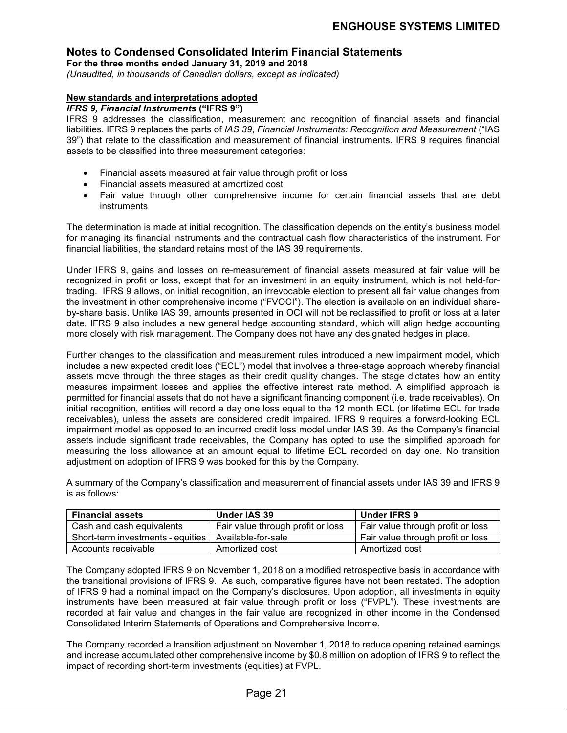# Notes to Condensed Consolidated Interim Financial Statements

**For the three months ended January 31, 2019 and 2018**

*(Unaudited, in thousands of Canadian dollars, except as indicated)*

## New standards and interpretations adopted

***IFRS 9, Financial Instruments* ("IFRS 9")**

IFRS 9 addresses the classification, measurement and recognition of financial assets and financial liabilities. IFRS 9 replaces the parts of *IAS 39*, *Financial Instruments: Recognition and Measurement* ("IAS 39") that relate to the classification and measurement of financial instruments. IFRS 9 requires financial assets to be classified into three measurement categories:

- Financial assets measured at fair value through profit or loss
- Financial assets measured at amortized cost
- Fair value through other comprehensive income for certain financial assets that are debt instruments

The determination is made at initial recognition. The classification depends on the entity's business model for managing its financial instruments and the contractual cash flow characteristics of the instrument. For financial liabilities, the standard retains most of the IAS 39 requirements.

Under IFRS 9, gains and losses on re-measurement of financial assets measured at fair value will be recognized in profit or loss, except that for an investment in an equity instrument, which is not held-for-trading. IFRS 9 allows, on initial recognition, an irrevocable election to present all fair value changes from the investment in other comprehensive income ("FVOCI"). The election is available on an individual share-by-share basis. Unlike IAS 39, amounts presented in OCI will not be reclassified to profit or loss at a later date. IFRS 9 also includes a new general hedge accounting standard, which will align hedge accounting more closely with risk management. The Company does not have any designated hedges in place.

Further changes to the classification and measurement rules introduced a new impairment model, which includes a new expected credit loss ("ECL") model that involves a three-stage approach whereby financial assets move through the three stages as their credit quality changes. The stage dictates how an entity measures impairment losses and applies the effective interest rate method. A simplified approach is permitted for financial assets that do not have a significant financing component (i.e. trade receivables). On initial recognition, entities will record a day one loss equal to the 12 month ECL (or lifetime ECL for trade receivables), unless the assets are considered credit impaired. IFRS 9 requires a forward-looking ECL impairment model as opposed to an incurred credit loss model under IAS 39. As the Company's financial assets include significant trade receivables, the Company has opted to use the simplified approach for measuring the loss allowance at an amount equal to lifetime ECL recorded on day one. No transition adjustment on adoption of IFRS 9 was booked for this by the Company.

A summary of the Company's classification and measurement of financial assets under IAS 39 and IFRS 9 is as follows:

| Financial assets | Under IAS 39 | Under IFRS 9 |
|---|---|---|
| Cash and cash equivalents | Fair value through profit or loss | Fair value through profit or loss |
| Short-term investments - equities | Available-for-sale | Fair value through profit or loss |
| Accounts receivable | Amortized cost | Amortized cost |

The Company adopted IFRS 9 on November 1, 2018 on a modified retrospective basis in accordance with the transitional provisions of IFRS 9. As such, comparative figures have not been restated. The adoption of IFRS 9 had a nominal impact on the Company's disclosures. Upon adoption, all investments in equity instruments have been measured at fair value through profit or loss ("FVPL"). These investments are recorded at fair value and changes in the fair value are recognized in other income in the Condensed Consolidated Interim Statements of Operations and Comprehensive Income.

The Company recorded a transition adjustment on November 1, 2018 to reduce opening retained earnings and increase accumulated other comprehensive income by $0.8 million on adoption of IFRS 9 to reflect the impact of recording short-term investments (equities) at FVPL.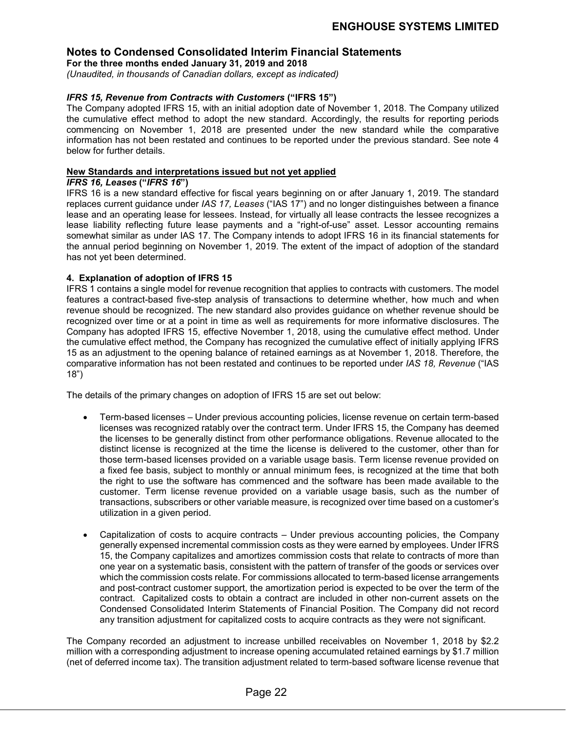## Notes to Condensed Consolidated Interim Financial Statements

**For the three months ended January 31, 2019 and 2018**

*(Unaudited, in thousands of Canadian dollars, except as indicated)*

***IFRS 15, Revenue from Contracts with Customers*** **("IFRS 15")**

The Company adopted IFRS 15, with an initial adoption date of November 1, 2018. The Company utilized the cumulative effect method to adopt the new standard. Accordingly, the results for reporting periods commencing on November 1, 2018 are presented under the new standard while the comparative information has not been restated and continues to be reported under the previous standard. See note 4 below for further details.

**New Standards and interpretations issued but not yet applied**

***IFRS 16, Leases*** **("*IFRS 16*")**

IFRS 16 is a new standard effective for fiscal years beginning on or after January 1, 2019. The standard replaces current guidance under *IAS 17, Leases* ("IAS 17") and no longer distinguishes between a finance lease and an operating lease for lessees. Instead, for virtually all lease contracts the lessee recognizes a lease liability reflecting future lease payments and a "right-of-use" asset. Lessor accounting remains somewhat similar as under IAS 17. The Company intends to adopt IFRS 16 in its financial statements for the annual period beginning on November 1, 2019. The extent of the impact of adoption of the standard has not yet been determined.

### 4. Explanation of adoption of IFRS 15

IFRS 1 contains a single model for revenue recognition that applies to contracts with customers. The model features a contract-based five-step analysis of transactions to determine whether, how much and when revenue should be recognized. The new standard also provides guidance on whether revenue should be recognized over time or at a point in time as well as requirements for more informative disclosures. The Company has adopted IFRS 15, effective November 1, 2018, using the cumulative effect method. Under the cumulative effect method, the Company has recognized the cumulative effect of initially applying IFRS 15 as an adjustment to the opening balance of retained earnings as at November 1, 2018. Therefore, the comparative information has not been restated and continues to be reported under *IAS 18, Revenue* ("IAS 18")

The details of the primary changes on adoption of IFRS 15 are set out below:

- Term-based licenses – Under previous accounting policies, license revenue on certain term-based licenses was recognized ratably over the contract term. Under IFRS 15, the Company has deemed the licenses to be generally distinct from other performance obligations. Revenue allocated to the distinct license is recognized at the time the license is delivered to the customer, other than for those term-based licenses provided on a variable usage basis. Term license revenue provided on a fixed fee basis, subject to monthly or annual minimum fees, is recognized at the time that both the right to use the software has commenced and the software has been made available to the customer. Term license revenue provided on a variable usage basis, such as the number of transactions, subscribers or other variable measure, is recognized over time based on a customer's utilization in a given period.

- Capitalization of costs to acquire contracts – Under previous accounting policies, the Company generally expensed incremental commission costs as they were earned by employees. Under IFRS 15, the Company capitalizes and amortizes commission costs that relate to contracts of more than one year on a systematic basis, consistent with the pattern of transfer of the goods or services over which the commission costs relate. For commissions allocated to term-based license arrangements and post-contract customer support, the amortization period is expected to be over the term of the contract. Capitalized costs to obtain a contract are included in other non-current assets on the Condensed Consolidated Interim Statements of Financial Position. The Company did not record any transition adjustment for capitalized costs to acquire contracts as they were not significant.

The Company recorded an adjustment to increase unbilled receivables on November 1, 2018 by $2.2 million with a corresponding adjustment to increase opening accumulated retained earnings by $1.7 million (net of deferred income tax). The transition adjustment related to term-based software license revenue that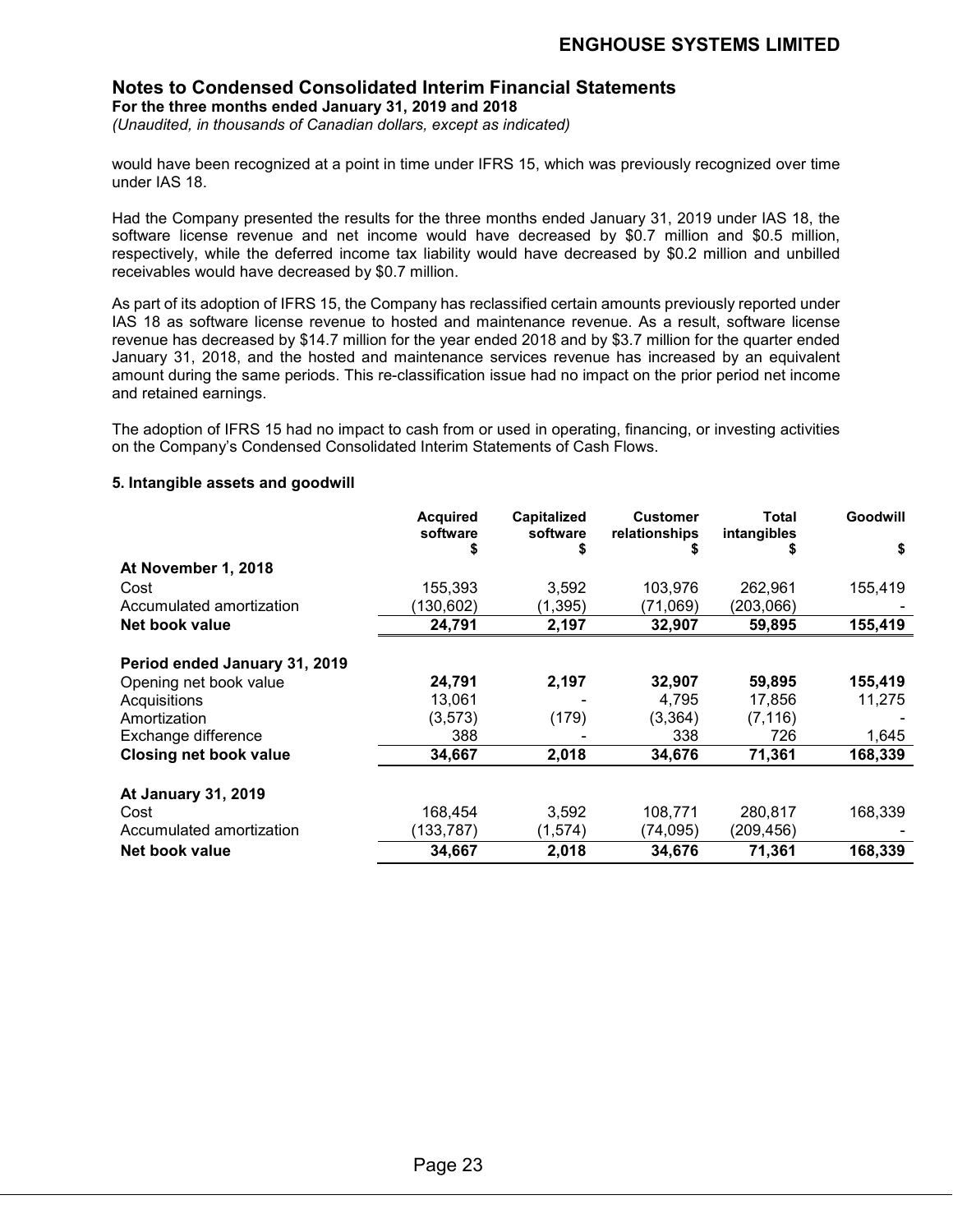would have been recognized at a point in time under IFRS 15, which was previously recognized over time under IAS 18.

Had the Company presented the results for the three months ended January 31, 2019 under IAS 18, the software license revenue and net income would have decreased by $0.7 million and $0.5 million, respectively, while the deferred income tax liability would have decreased by $0.2 million and unbilled receivables would have decreased by $0.7 million.

As part of its adoption of IFRS 15, the Company has reclassified certain amounts previously reported under IAS 18 as software license revenue to hosted and maintenance revenue. As a result, software license revenue has decreased by $14.7 million for the year ended 2018 and by $3.7 million for the quarter ended January 31, 2018, and the hosted and maintenance services revenue has increased by an equivalent amount during the same periods. This re-classification issue had no impact on the prior period net income and retained earnings.

The adoption of IFRS 15 had no impact to cash from or used in operating, financing, or investing activities on the Company's Condensed Consolidated Interim Statements of Cash Flows.

**5. Intangible assets and goodwill**

| | Acquired software $ | Capitalized software $ | Customer relationships $ | Total intangibles $ | Goodwill $ |
|---|---|---|---|---|---|
| **At November 1, 2018** | | | | | |
| Cost | 155,393 | 3,592 | 103,976 | 262,961 | 155,419 |
| Accumulated amortization | (130,602) | (1,395) | (71,069) | (203,066) | - |
| **Net book value** | **24,791** | **2,197** | **32,907** | **59,895** | **155,419** |
| | | | | | |
| **Period ended January 31, 2019** | | | | | |
| Opening net book value | **24,791** | **2,197** | **32,907** | **59,895** | **155,419** |
| Acquisitions | 13,061 | - | 4,795 | 17,856 | 11,275 |
| Amortization | (3,573) | (179) | (3,364) | (7,116) | - |
| Exchange difference | 388 | - | 338 | 726 | 1,645 |
| **Closing net book value** | **34,667** | **2,018** | **34,676** | **71,361** | **168,339** |
| | | | | | |
| **At January 31, 2019** | | | | | |
| Cost | 168,454 | 3,592 | 108,771 | 280,817 | 168,339 |
| Accumulated amortization | (133,787) | (1,574) | (74,095) | (209,456) | - |
| **Net book value** | **34,667** | **2,018** | **34,676** | **71,361** | **168,339** |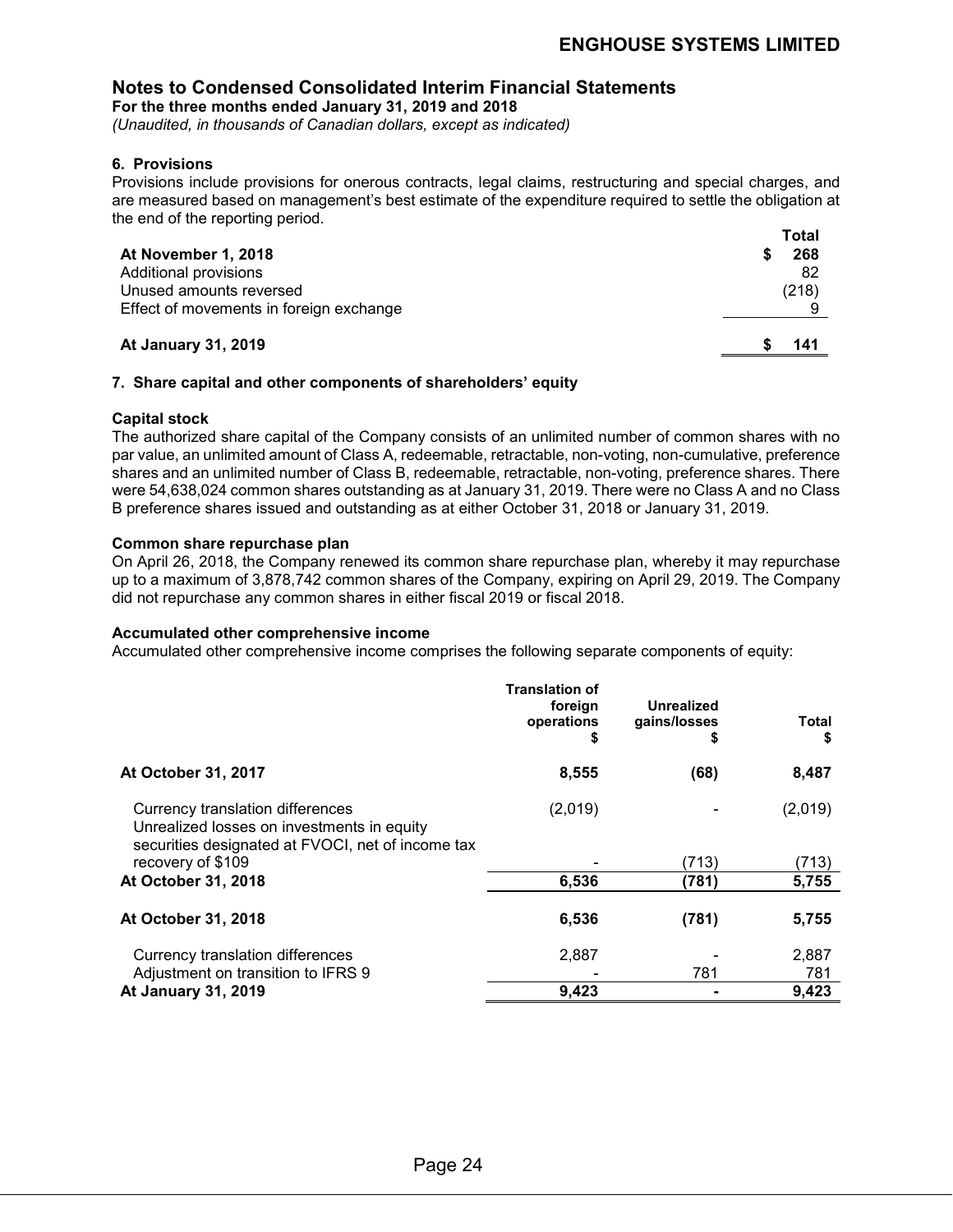## Notes to Condensed Consolidated Interim Financial Statements

**For the three months ended January 31, 2019 and 2018**

*(Unaudited, in thousands of Canadian dollars, except as indicated)*

### 6. Provisions

Provisions include provisions for onerous contracts, legal claims, restructuring and special charges, and are measured based on management's best estimate of the expenditure required to settle the obligation at the end of the reporting period.

| | Total |
|---|---|
| **At November 1, 2018** | **$ 268** |
| Additional provisions | 82 |
| Unused amounts reversed | (218) |
| Effect of movements in foreign exchange | 9 |
| **At January 31, 2019** | **$ 141** |

### 7. Share capital and other components of shareholders' equity

**Capital stock**

The authorized share capital of the Company consists of an unlimited number of common shares with no par value, an unlimited amount of Class A, redeemable, retractable, non-voting, non-cumulative, preference shares and an unlimited number of Class B, redeemable, retractable, non-voting, preference shares. There were 54,638,024 common shares outstanding as at January 31, 2019. There were no Class A and no Class B preference shares issued and outstanding as at either October 31, 2018 or January 31, 2019.

**Common share repurchase plan**

On April 26, 2018, the Company renewed its common share repurchase plan, whereby it may repurchase up to a maximum of 3,878,742 common shares of the Company, expiring on April 29, 2019. The Company did not repurchase any common shares in either fiscal 2019 or fiscal 2018.

**Accumulated other comprehensive income**

Accumulated other comprehensive income comprises the following separate components of equity:

| | Translation of foreign operations $ | Unrealized gains/losses $ | Total $ |
|---|---|---|---|
| **At October 31, 2017** | **8,555** | **(68)** | **8,487** |
| Currency translation differences | (2,019) | - | (2,019) |
| Unrealized losses on investments in equity securities designated at FVOCI, net of income tax recovery of $109 | - | (713) | (713) |
| **At October 31, 2018** | **6,536** | **(781)** | **5,755** |
| **At October 31, 2018** | **6,536** | **(781)** | **5,755** |
| Currency translation differences | 2,887 | - | 2,887 |
| Adjustment on transition to IFRS 9 | - | 781 | 781 |
| **At January 31, 2019** | **9,423** | **-** | **9,423** |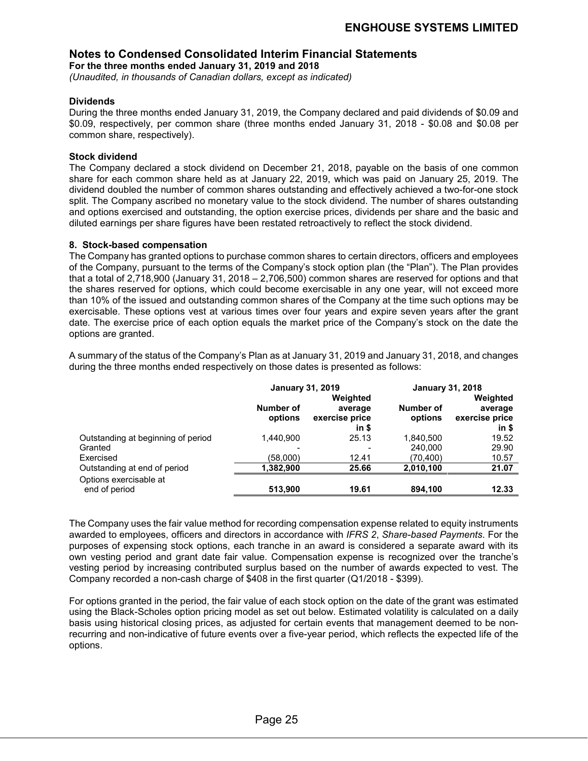### Dividends

During the three months ended January 31, 2019, the Company declared and paid dividends of $0.09 and $0.09, respectively, per common share (three months ended January 31, 2018 - $0.08 and $0.08 per common share, respectively).

### Stock dividend

The Company declared a stock dividend on December 21, 2018, payable on the basis of one common share for each common share held as at January 22, 2019, which was paid on January 25, 2019. The dividend doubled the number of common shares outstanding and effectively achieved a two-for-one stock split. The Company ascribed no monetary value to the stock dividend. The number of shares outstanding and options exercised and outstanding, the option exercise prices, dividends per share and the basic and diluted earnings per share figures have been restated retroactively to reflect the stock dividend.

## 8. Stock-based compensation

The Company has granted options to purchase common shares to certain directors, officers and employees of the Company, pursuant to the terms of the Company's stock option plan (the "Plan"). The Plan provides that a total of 2,718,900 (January 31, 2018 – 2,706,500) common shares are reserved for options and that the shares reserved for options, which could become exercisable in any one year, will not exceed more than 10% of the issued and outstanding common shares of the Company at the time such options may be exercisable. These options vest at various times over four years and expire seven years after the grant date. The exercise price of each option equals the market price of the Company's stock on the date the options are granted.

A summary of the status of the Company's Plan as at January 31, 2019 and January 31, 2018, and changes during the three months ended respectively on those dates is presented as follows:

| | January 31, 2019 | | January 31, 2018 | |
|---|---|---|---|---|
| | Number of options | Weighted average exercise price in $ | Number of options | Weighted average exercise price in $ |
| Outstanding at beginning of period | 1,440,900 | 25.13 | 1,840,500 | 19.52 |
| Granted | - | - | 240,000 | 29.90 |
| Exercised | (58,000) | 12.41 | (70,400) | 10.57 |
| Outstanding at end of period | **1,382,900** | **25.66** | **2,010,100** | **21.07** |
| Options exercisable at end of period | **513,900** | **19.61** | **894,100** | **12.33** |

The Company uses the fair value method for recording compensation expense related to equity instruments awarded to employees, officers and directors in accordance with *IFRS 2*, *Share-based Payments*. For the purposes of expensing stock options, each tranche in an award is considered a separate award with its own vesting period and grant date fair value. Compensation expense is recognized over the tranche's vesting period by increasing contributed surplus based on the number of awards expected to vest. The Company recorded a non-cash charge of $408 in the first quarter (Q1/2018 - $399).

For options granted in the period, the fair value of each stock option on the date of the grant was estimated using the Black-Scholes option pricing model as set out below. Estimated volatility is calculated on a daily basis using historical closing prices, as adjusted for certain events that management deemed to be non-recurring and non-indicative of future events over a five-year period, which reflects the expected life of the options.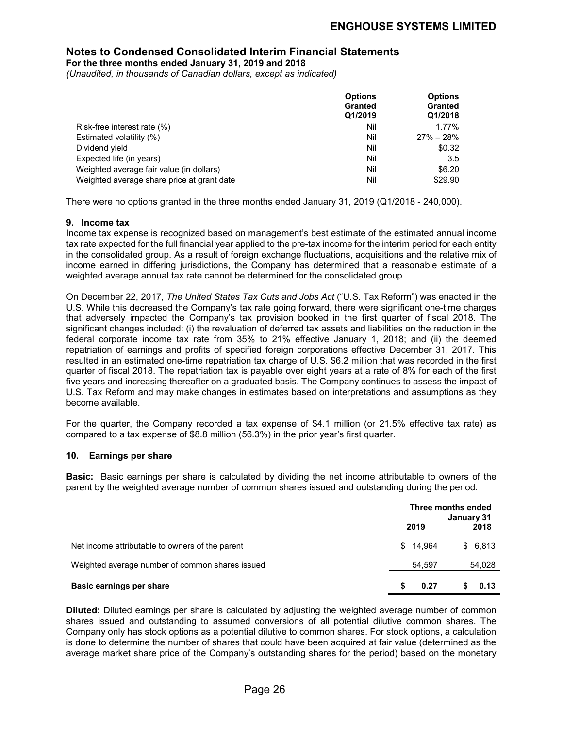## Notes to Condensed Consolidated Interim Financial Statements

**For the three months ended January 31, 2019 and 2018**

*(Unaudited, in thousands of Canadian dollars, except as indicated)*

| | Options Granted Q1/2019 | Options Granted Q1/2018 |
|---|---|---|
| Risk-free interest rate (%) | Nil | 1.77% |
| Estimated volatility (%) | Nil | 27% – 28% |
| Dividend yield | Nil | $0.32 |
| Expected life (in years) | Nil | 3.5 |
| Weighted average fair value (in dollars) | Nil | $6.20 |
| Weighted average share price at grant date | Nil | $29.90 |

There were no options granted in the three months ended January 31, 2019 (Q1/2018 - 240,000).

### 9. Income tax

Income tax expense is recognized based on management's best estimate of the estimated annual income tax rate expected for the full financial year applied to the pre-tax income for the interim period for each entity in the consolidated group. As a result of foreign exchange fluctuations, acquisitions and the relative mix of income earned in differing jurisdictions, the Company has determined that a reasonable estimate of a weighted average annual tax rate cannot be determined for the consolidated group.

On December 22, 2017, *The United States Tax Cuts and Jobs Act* ("U.S. Tax Reform") was enacted in the U.S. While this decreased the Company's tax rate going forward, there were significant one-time charges that adversely impacted the Company's tax provision booked in the first quarter of fiscal 2018. The significant changes included: (i) the revaluation of deferred tax assets and liabilities on the reduction in the federal corporate income tax rate from 35% to 21% effective January 1, 2018; and (ii) the deemed repatriation of earnings and profits of specified foreign corporations effective December 31, 2017. This resulted in an estimated one-time repatriation tax charge of U.S. $6.2 million that was recorded in the first quarter of fiscal 2018. The repatriation tax is payable over eight years at a rate of 8% for each of the first five years and increasing thereafter on a graduated basis. The Company continues to assess the impact of U.S. Tax Reform and may make changes in estimates based on interpretations and assumptions as they become available.

For the quarter, the Company recorded a tax expense of $4.1 million (or 21.5% effective tax rate) as compared to a tax expense of $8.8 million (56.3%) in the prior year's first quarter.

### 10. Earnings per share

**Basic:** Basic earnings per share is calculated by dividing the net income attributable to owners of the parent by the weighted average number of common shares issued and outstanding during the period.

| | Three months ended January 31 2019 | 2018 |
|---|---|---|
| Net income attributable to owners of the parent | $ 14,964 | $ 6,813 |
| Weighted average number of common shares issued | 54,597 | 54,028 |
| **Basic earnings per share** | **$ 0.27** | **$ 0.13** |

**Diluted:** Diluted earnings per share is calculated by adjusting the weighted average number of common shares issued and outstanding to assumed conversions of all potential dilutive common shares. The Company only has stock options as a potential dilutive to common shares. For stock options, a calculation is done to determine the number of shares that could have been acquired at fair value (determined as the average market share price of the Company's outstanding shares for the period) based on the monetary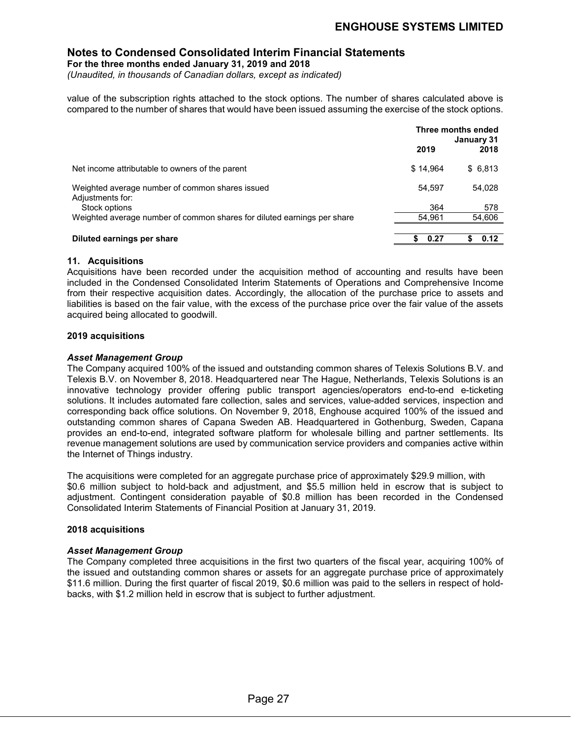value of the subscription rights attached to the stock options. The number of shares calculated above is compared to the number of shares that would have been issued assuming the exercise of the stock options.

| | Three months ended January 31 | |
|---|---|---|
| | 2019 | 2018 |
| Net income attributable to owners of the parent | $ 14,964 | $ 6,813 |
| Weighted average number of common shares issued | 54,597 | 54,028 |
| Adjustments for: | | |
| Stock options | 364 | 578 |
| Weighted average number of common shares for diluted earnings per share | 54,961 | 54,606 |
| **Diluted earnings per share** | **$ 0.27** | **$ 0.12** |

### 11. Acquisitions

Acquisitions have been recorded under the acquisition method of accounting and results have been included in the Condensed Consolidated Interim Statements of Operations and Comprehensive Income from their respective acquisition dates. Accordingly, the allocation of the purchase price to assets and liabilities is based on the fair value, with the excess of the purchase price over the fair value of the assets acquired being allocated to goodwill.

**2019 acquisitions**

***Asset Management Group***

The Company acquired 100% of the issued and outstanding common shares of Telexis Solutions B.V. and Telexis B.V. on November 8, 2018. Headquartered near The Hague, Netherlands, Telexis Solutions is an innovative technology provider offering public transport agencies/operators end-to-end e-ticketing solutions. It includes automated fare collection, sales and services, value-added services, inspection and corresponding back office solutions. On November 9, 2018, Enghouse acquired 100% of the issued and outstanding common shares of Capana Sweden AB. Headquartered in Gothenburg, Sweden, Capana provides an end-to-end, integrated software platform for wholesale billing and partner settlements. Its revenue management solutions are used by communication service providers and companies active within the Internet of Things industry.

The acquisitions were completed for an aggregate purchase price of approximately $29.9 million, with $0.6 million subject to hold-back and adjustment, and $5.5 million held in escrow that is subject to adjustment. Contingent consideration payable of $0.8 million has been recorded in the Condensed Consolidated Interim Statements of Financial Position at January 31, 2019.

**2018 acquisitions**

***Asset Management Group***

The Company completed three acquisitions in the first two quarters of the fiscal year, acquiring 100% of the issued and outstanding common shares or assets for an aggregate purchase price of approximately $11.6 million. During the first quarter of fiscal 2019, $0.6 million was paid to the sellers in respect of hold-backs, with $1.2 million held in escrow that is subject to further adjustment.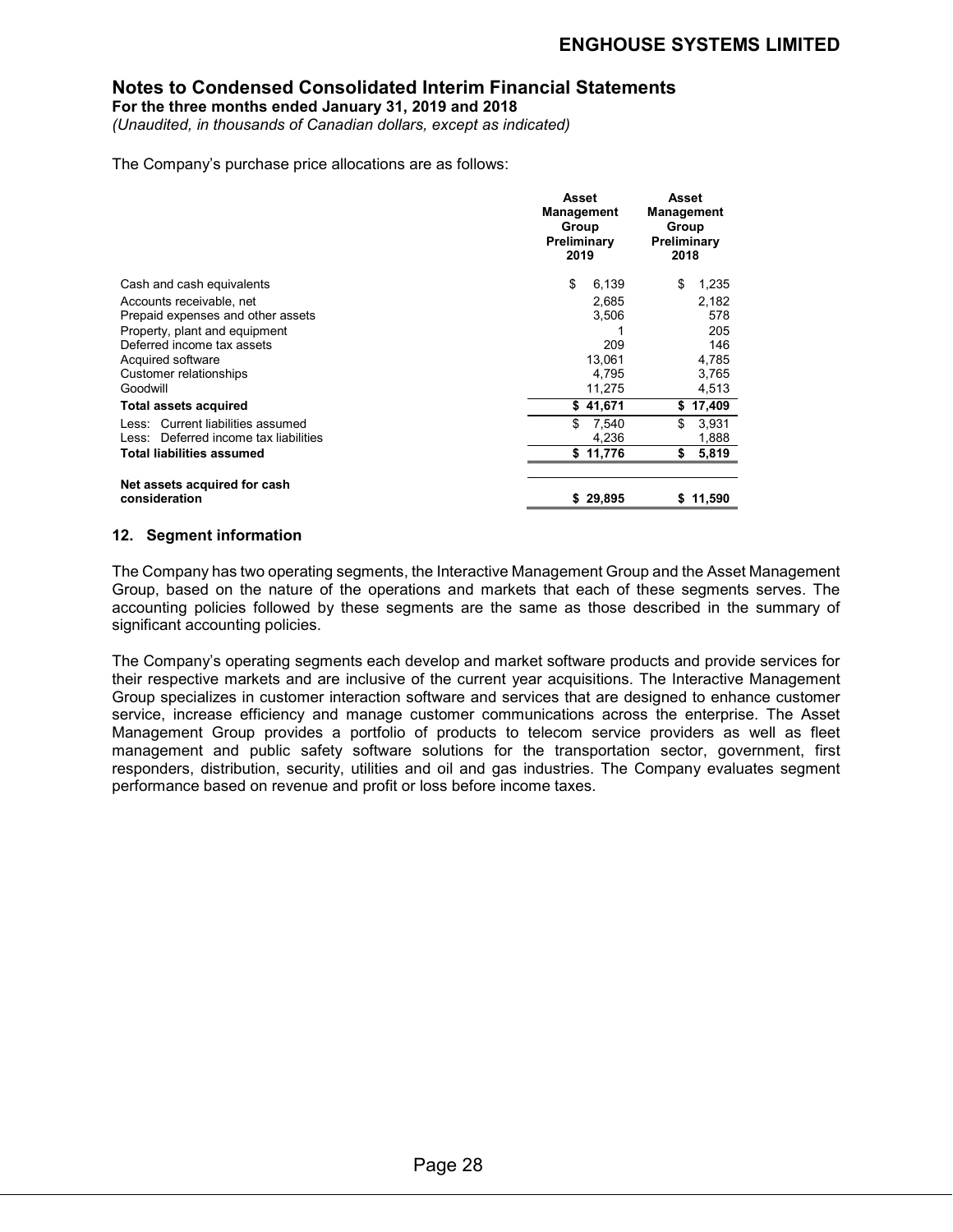The Company's purchase price allocations are as follows:

| | Asset Management Group Preliminary 2019 | Asset Management Group Preliminary 2018 |
|---|---|---|
| Cash and cash equivalents | $ 6,139 | $ 1,235 |
| Accounts receivable, net | 2,685 | 2,182 |
| Prepaid expenses and other assets | 3,506 | 578 |
| Property, plant and equipment | 1 | 205 |
| Deferred income tax assets | 209 | 146 |
| Acquired software | 13,061 | 4,785 |
| Customer relationships | 4,795 | 3,765 |
| Goodwill | 11,275 | 4,513 |
| **Total assets acquired** | **$ 41,671** | **$ 17,409** |
| Less: Current liabilities assumed | $ 7,540 | $ 3,931 |
| Less: Deferred income tax liabilities | 4,236 | 1,888 |
| **Total liabilities assumed** | **$ 11,776** | **$ 5,819** |
| **Net assets acquired for cash consideration** | **$ 29,895** | **$ 11,590** |

## 12. Segment information

The Company has two operating segments, the Interactive Management Group and the Asset Management Group, based on the nature of the operations and markets that each of these segments serves. The accounting policies followed by these segments are the same as those described in the summary of significant accounting policies.

The Company's operating segments each develop and market software products and provide services for their respective markets and are inclusive of the current year acquisitions. The Interactive Management Group specializes in customer interaction software and services that are designed to enhance customer service, increase efficiency and manage customer communications across the enterprise. The Asset Management Group provides a portfolio of products to telecom service providers as well as fleet management and public safety software solutions for the transportation sector, government, first responders, distribution, security, utilities and oil and gas industries. The Company evaluates segment performance based on revenue and profit or loss before income taxes.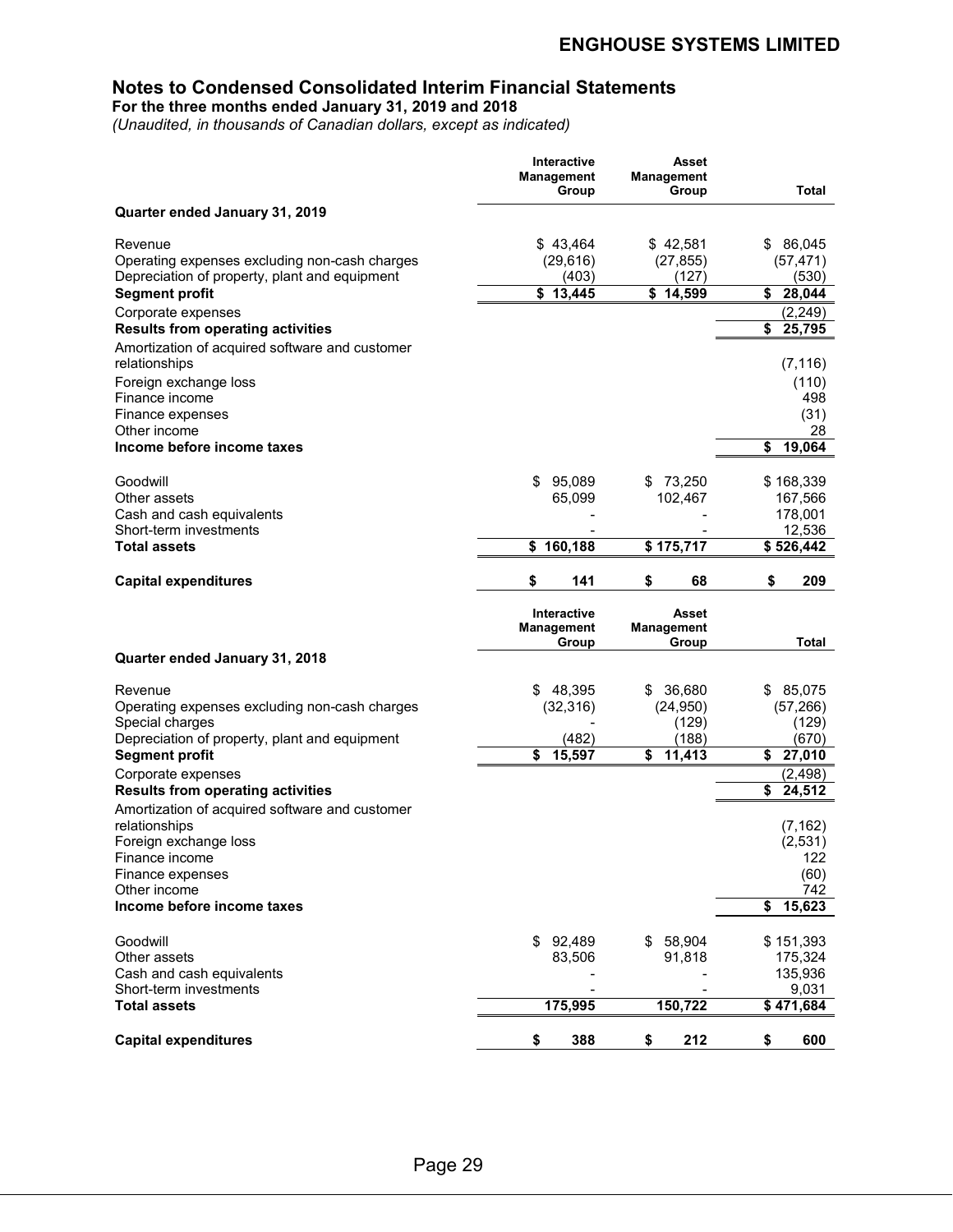**ENGHOUSE SYSTEMS LIMITED**

## Notes to Condensed Consolidated Interim Financial Statements

**For the three months ended January 31, 2019 and 2018**

*(Unaudited, in thousands of Canadian dollars, except as indicated)*

| | Interactive Management Group | Asset Management Group | Total |
|---|---|---|---|
| **Quarter ended January 31, 2019** | | | |
| Revenue | $ 43,464 | $ 42,581 | $ 86,045 |
| Operating expenses excluding non-cash charges | (29,616) | (27,855) | (57,471) |
| Depreciation of property, plant and equipment | (403) | (127) | (530) |
| **Segment profit** | **$ 13,445** | **$ 14,599** | **$ 28,044** |
| Corporate expenses | | | (2,249) |
| **Results from operating activities** | | | **$ 25,795** |
| Amortization of acquired software and customer relationships | | | (7,116) |
| Foreign exchange loss | | | (110) |
| Finance income | | | 498 |
| Finance expenses | | | (31) |
| Other income | | | 28 |
| **Income before income taxes** | | | **$ 19,064** |
| Goodwill | $ 95,089 | $ 73,250 | $ 168,339 |
| Other assets | 65,099 | 102,467 | 167,566 |
| Cash and cash equivalents | - | - | 178,001 |
| Short-term investments | - | - | 12,536 |
| **Total assets** | **$ 160,188** | **$ 175,717** | **$ 526,442** |
| **Capital expenditures** | **$ 141** | **$ 68** | **$ 209** |

| | Interactive Management Group | Asset Management Group | Total |
|---|---|---|---|
| **Quarter ended January 31, 2018** | | | |
| Revenue | $ 48,395 | $ 36,680 | $ 85,075 |
| Operating expenses excluding non-cash charges | (32,316) | (24,950) | (57,266) |
| Special charges | - | (129) | (129) |
| Depreciation of property, plant and equipment | (482) | (188) | (670) |
| **Segment profit** | **$ 15,597** | **$ 11,413** | **$ 27,010** |
| Corporate expenses | | | (2,498) |
| **Results from operating activities** | | | **$ 24,512** |
| Amortization of acquired software and customer relationships | | | (7,162) |
| Foreign exchange loss | | | (2,531) |
| Finance income | | | 122 |
| Finance expenses | | | (60) |
| Other income | | | 742 |
| **Income before income taxes** | | | **$ 15,623** |
| Goodwill | $ 92,489 | $ 58,904 | $ 151,393 |
| Other assets | 83,506 | 91,818 | 175,324 |
| Cash and cash equivalents | - | - | 135,936 |
| Short-term investments | - | - | 9,031 |
| **Total assets** | **175,995** | **150,722** | **$ 471,684** |
| **Capital expenditures** | **$ 388** | **$ 212** | **$ 600** |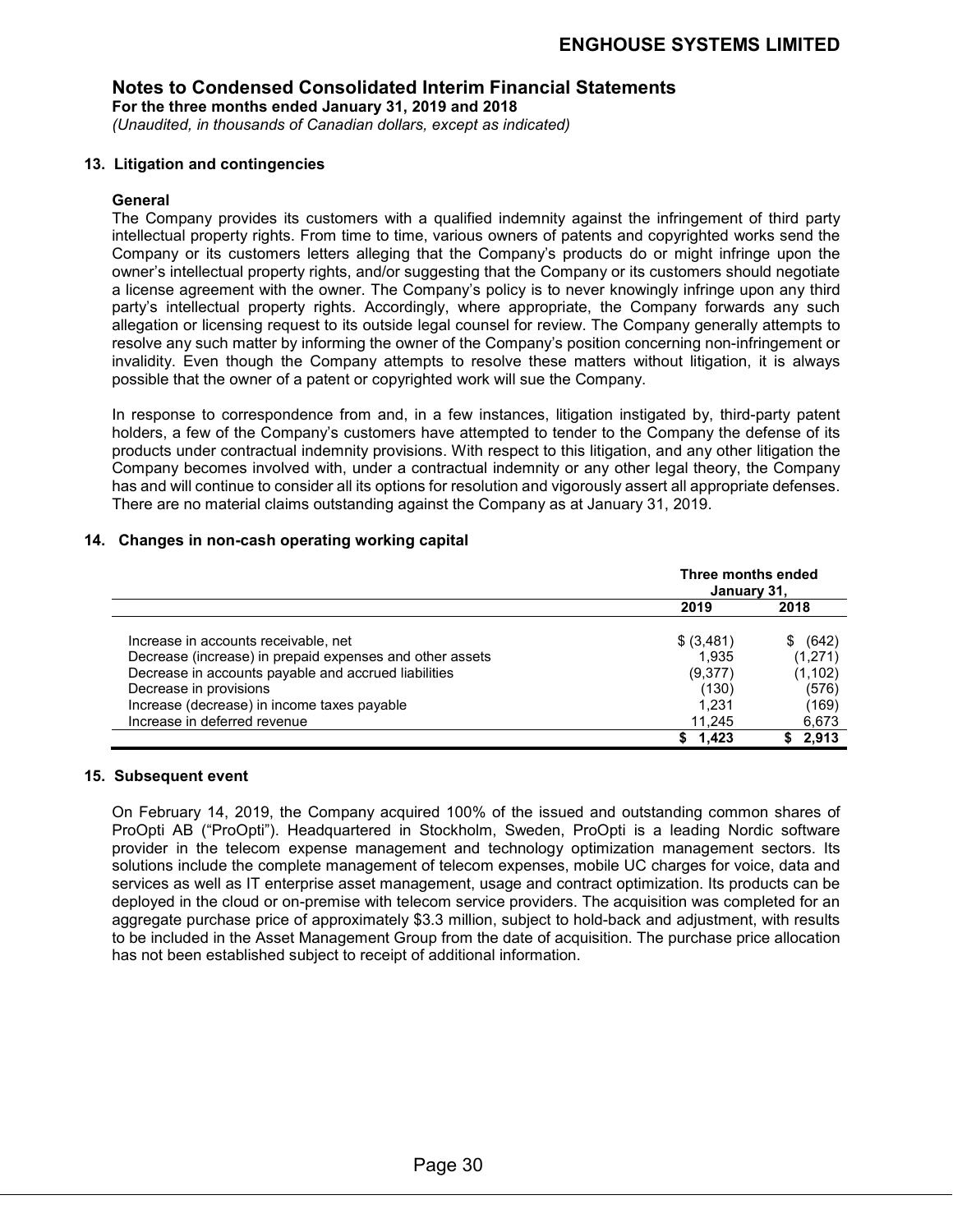# Notes to Condensed Consolidated Interim Financial Statements

**For the three months ended January 31, 2019 and 2018**

*(Unaudited, in thousands of Canadian dollars, except as indicated)*

## 13. Litigation and contingencies

### General

The Company provides its customers with a qualified indemnity against the infringement of third party intellectual property rights. From time to time, various owners of patents and copyrighted works send the Company or its customers letters alleging that the Company's products do or might infringe upon the owner's intellectual property rights, and/or suggesting that the Company or its customers should negotiate a license agreement with the owner. The Company's policy is to never knowingly infringe upon any third party's intellectual property rights. Accordingly, where appropriate, the Company forwards any such allegation or licensing request to its outside legal counsel for review. The Company generally attempts to resolve any such matter by informing the owner of the Company's position concerning non-infringement or invalidity. Even though the Company attempts to resolve these matters without litigation, it is always possible that the owner of a patent or copyrighted work will sue the Company.

In response to correspondence from and, in a few instances, litigation instigated by, third-party patent holders, a few of the Company's customers have attempted to tender to the Company the defense of its products under contractual indemnity provisions. With respect to this litigation, and any other litigation the Company becomes involved with, under a contractual indemnity or any other legal theory, the Company has and will continue to consider all its options for resolution and vigorously assert all appropriate defenses. There are no material claims outstanding against the Company as at January 31, 2019.

## 14. Changes in non-cash operating working capital

| | Three months ended January 31, | |
|---|---|---|
| | 2019 | 2018 |
| Increase in accounts receivable, net | $ (3,481) | $ (642) |
| Decrease (increase) in prepaid expenses and other assets | 1,935 | (1,271) |
| Decrease in accounts payable and accrued liabilities | (9,377) | (1,102) |
| Decrease in provisions | (130) | (576) |
| Increase (decrease) in income taxes payable | 1,231 | (169) |
| Increase in deferred revenue | 11,245 | 6,673 |
| | $ 1,423 | $ 2,913 |

## 15. Subsequent event

On February 14, 2019, the Company acquired 100% of the issued and outstanding common shares of ProOpti AB ("ProOpti"). Headquartered in Stockholm, Sweden, ProOpti is a leading Nordic software provider in the telecom expense management and technology optimization management sectors. Its solutions include the complete management of telecom expenses, mobile UC charges for voice, data and services as well as IT enterprise asset management, usage and contract optimization. Its products can be deployed in the cloud or on-premise with telecom service providers. The acquisition was completed for an aggregate purchase price of approximately $3.3 million, subject to hold-back and adjustment, with results to be included in the Asset Management Group from the date of acquisition. The purchase price allocation has not been established subject to receipt of additional information.